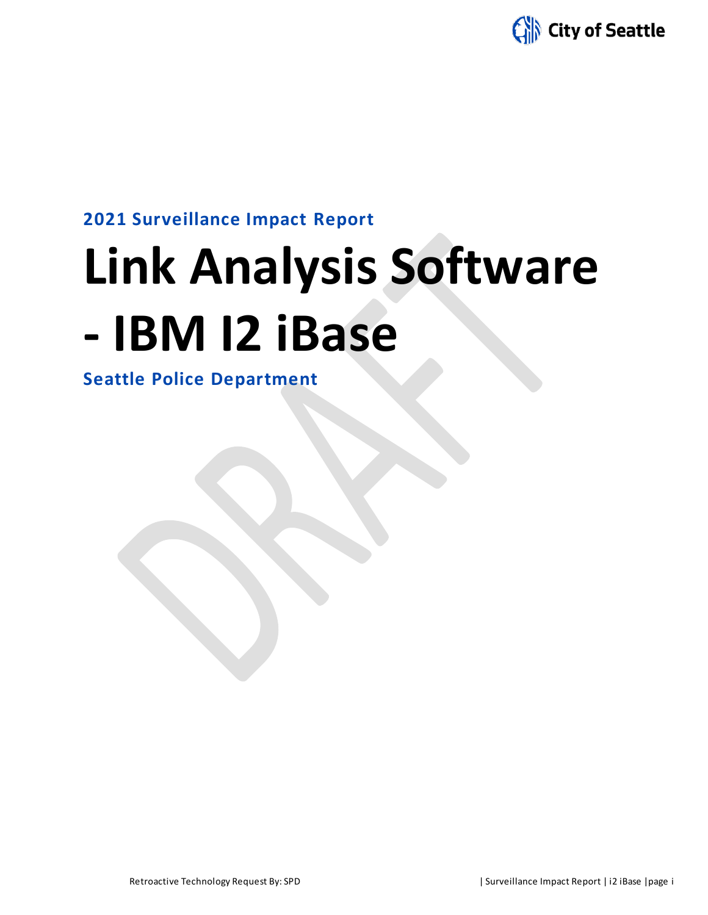**2021 Surveillance Impact Report**

# Link Analysis Software - IBM I2 iBase

**Seattle Police Department**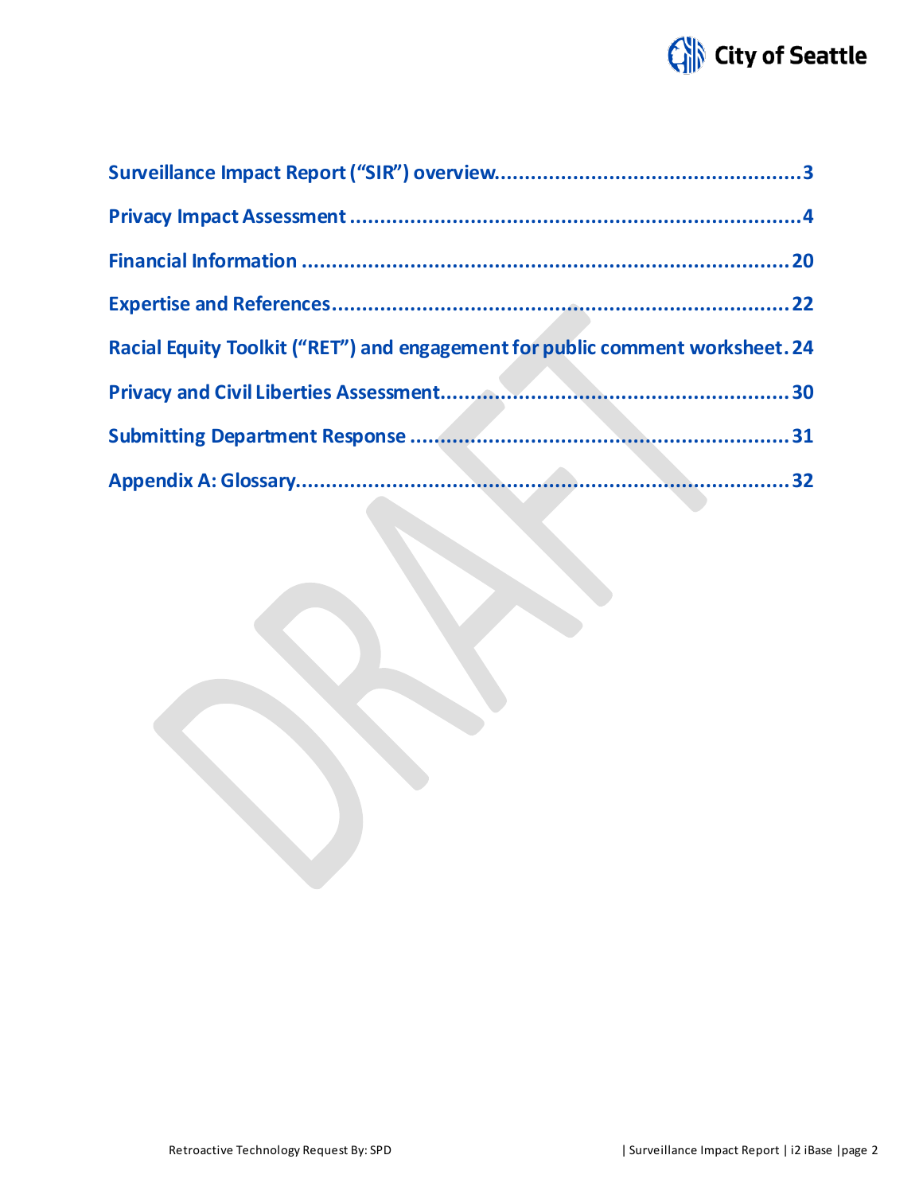Surveillance Impact Report ("SIR") overview....................................................3

Privacy Impact Assessment ...........................................................................4

Financial Information ...................................................................................20

Expertise and References.............................................................................22

Racial Equity Toolkit ("RET") and engagement for public comment worksheet. 24

Privacy and Civil Liberties Assessment........................................................30

Submitting Department Response ...............................................................31

Appendix A: Glossary....................................................................................32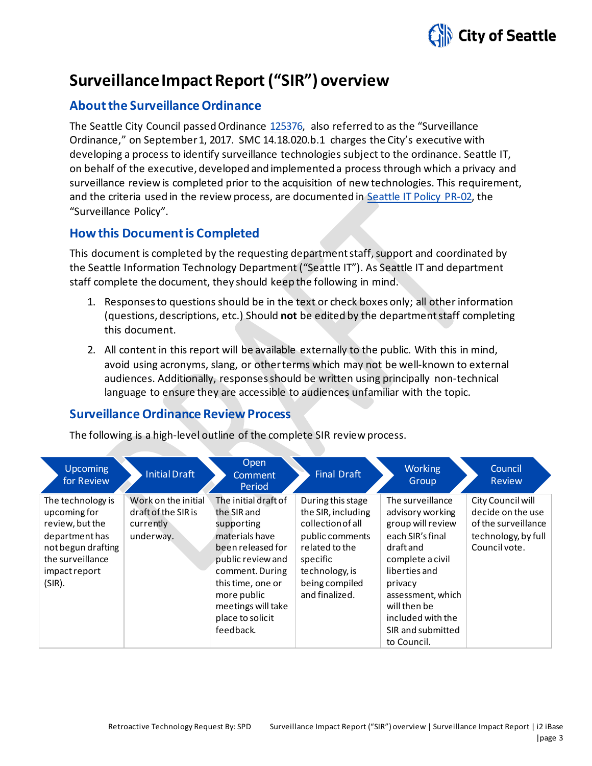# Surveillance Impact Report ("SIR") overview

## About the Surveillance Ordinance

The Seattle City Council passed Ordinance 125376, also referred to as the "Surveillance Ordinance," on September 1, 2017. SMC 14.18.020.b.1 charges the City's executive with developing a process to identify surveillance technologies subject to the ordinance. Seattle IT, on behalf of the executive, developed and implemented a process through which a privacy and surveillance review is completed prior to the acquisition of new technologies. This requirement, and the criteria used in the review process, are documented in Seattle IT Policy PR-02, the "Surveillance Policy".

## How this Document is Completed

This document is completed by the requesting department staff, support and coordinated by the Seattle Information Technology Department ("Seattle IT"). As Seattle IT and department staff complete the document, they should keep the following in mind.

1. Responses to questions should be in the text or check boxes only; all other information (questions, descriptions, etc.) Should **not** be edited by the department staff completing this document.
2. All content in this report will be available externally to the public. With this in mind, avoid using acronyms, slang, or other terms which may not be well-known to external audiences. Additionally, responses should be written using principally non-technical language to ensure they are accessible to audiences unfamiliar with the topic.

## Surveillance Ordinance Review Process

The following is a high-level outline of the complete SIR review process.

| Upcoming for Review | Initial Draft | Open Comment Period | Final Draft | Working Group | Council Review |
|---|---|---|---|---|---|
| The technology is upcoming for review, but the department has not begun drafting the surveillance impact report (SIR). | Work on the initial draft of the SIR is currently underway. | The initial draft of the SIR and supporting materials have been released for public review and comment. During this time, one or more public meetings will take place to solicit feedback. | During this stage the SIR, including collection of all public comments related to the specific technology, is being compiled and finalized. | The surveillance advisory working group will review each SIR's final draft and complete a civil liberties and privacy assessment, which will then be included with the SIR and submitted to Council. | City Council will decide on the use of the surveillance technology, by full Council vote. |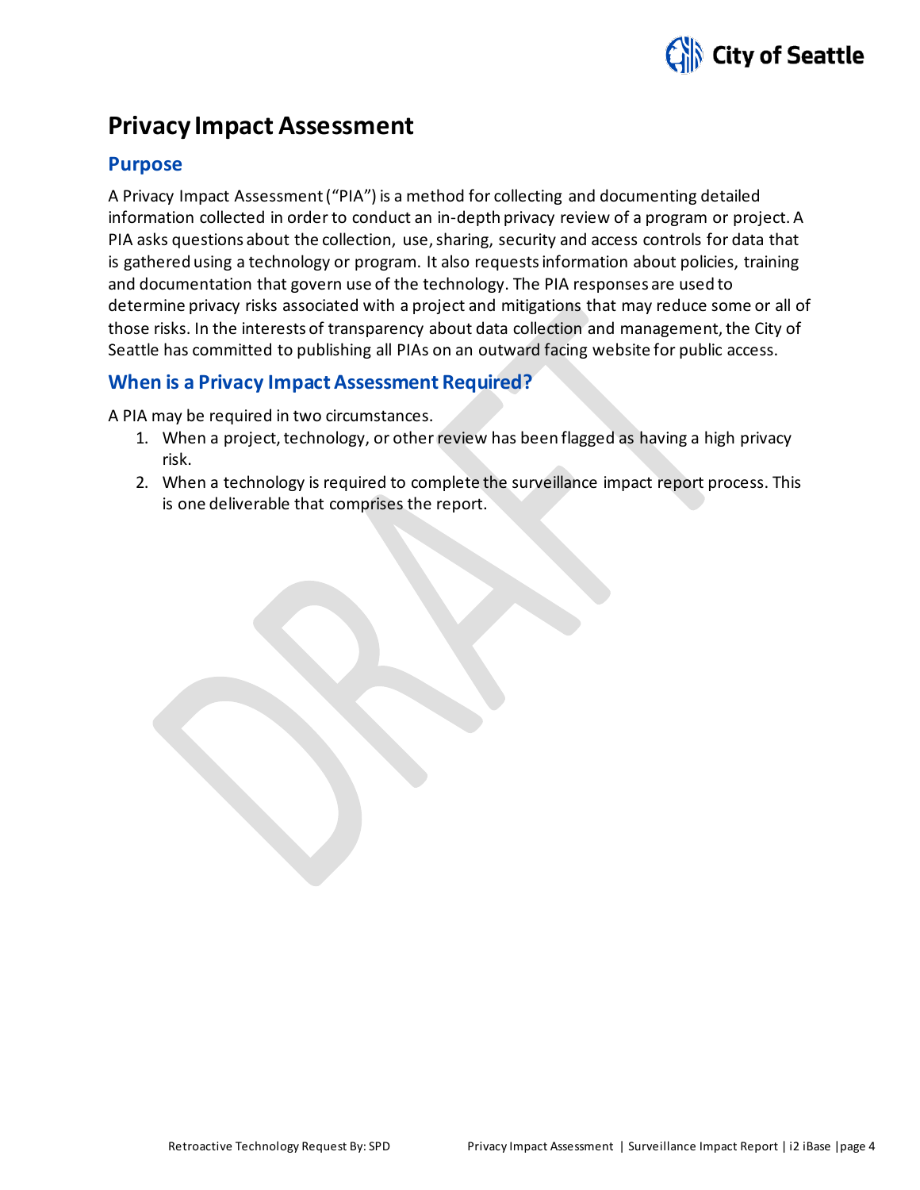# Privacy Impact Assessment

## Purpose

A Privacy Impact Assessment ("PIA") is a method for collecting and documenting detailed information collected in order to conduct an in-depth privacy review of a program or project. A PIA asks questions about the collection, use, sharing, security and access controls for data that is gathered using a technology or program. It also requests information about policies, training and documentation that govern use of the technology. The PIA responses are used to determine privacy risks associated with a project and mitigations that may reduce some or all of those risks. In the interests of transparency about data collection and management, the City of Seattle has committed to publishing all PIAs on an outward facing website for public access.

## When is a Privacy Impact Assessment Required?

A PIA may be required in two circumstances.

1. When a project, technology, or other review has been flagged as having a high privacy risk.
2. When a technology is required to complete the surveillance impact report process. This is one deliverable that comprises the report.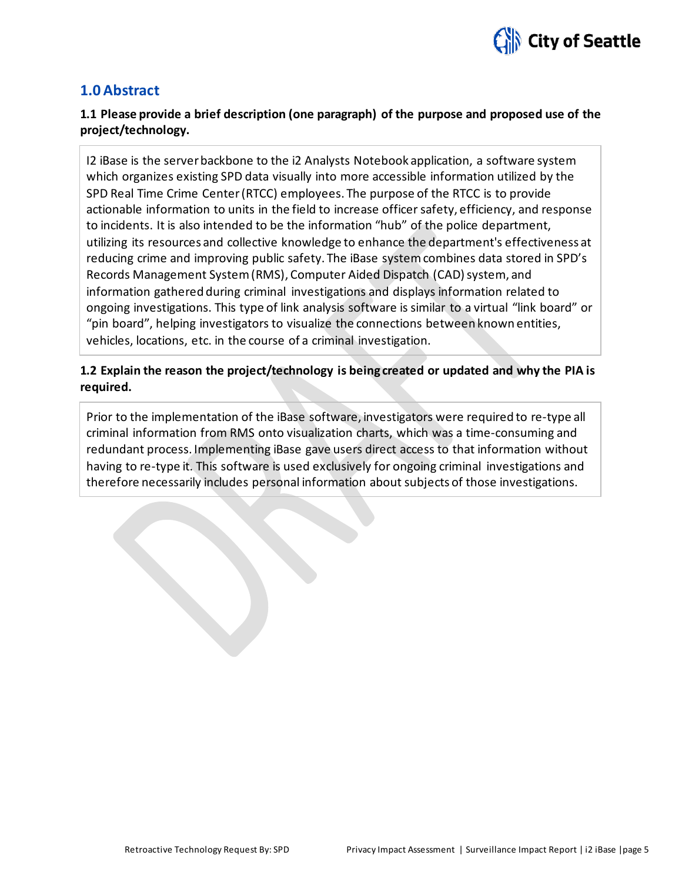## 1.0 Abstract

**1.1 Please provide a brief description (one paragraph) of the purpose and proposed use of the project/technology.**

I2 iBase is the server backbone to the i2 Analysts Notebook application, a software system which organizes existing SPD data visually into more accessible information utilized by the SPD Real Time Crime Center (RTCC) employees. The purpose of the RTCC is to provide actionable information to units in the field to increase officer safety, efficiency, and response to incidents. It is also intended to be the information "hub" of the police department, utilizing its resources and collective knowledge to enhance the department's effectiveness at reducing crime and improving public safety. The iBase system combines data stored in SPD's Records Management System (RMS), Computer Aided Dispatch (CAD) system, and information gathered during criminal investigations and displays information related to ongoing investigations. This type of link analysis software is similar to a virtual "link board" or "pin board", helping investigators to visualize the connections between known entities, vehicles, locations, etc. in the course of a criminal investigation.

**1.2 Explain the reason the project/technology is being created or updated and why the PIA is required.**

Prior to the implementation of the iBase software, investigators were required to re-type all criminal information from RMS onto visualization charts, which was a time-consuming and redundant process. Implementing iBase gave users direct access to that information without having to re-type it. This software is used exclusively for ongoing criminal investigations and therefore necessarily includes personal information about subjects of those investigations.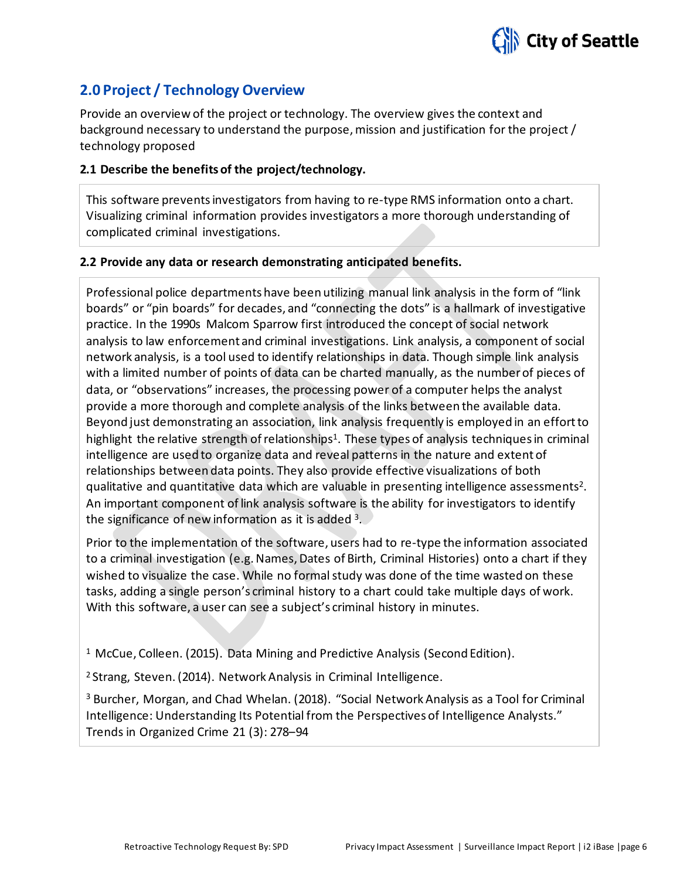## 2.0 Project / Technology Overview

Provide an overview of the project or technology. The overview gives the context and background necessary to understand the purpose, mission and justification for the project / technology proposed

### 2.1 Describe the benefits of the project/technology.

This software prevents investigators from having to re-type RMS information onto a chart. Visualizing criminal information provides investigators a more thorough understanding of complicated criminal investigations.

### 2.2 Provide any data or research demonstrating anticipated benefits.

Professional police departments have been utilizing manual link analysis in the form of "link boards" or "pin boards" for decades, and "connecting the dots" is a hallmark of investigative practice. In the 1990s Malcom Sparrow first introduced the concept of social network analysis to law enforcement and criminal investigations. Link analysis, a component of social network analysis, is a tool used to identify relationships in data. Though simple link analysis with a limited number of points of data can be charted manually, as the number of pieces of data, or "observations" increases, the processing power of a computer helps the analyst provide a more thorough and complete analysis of the links between the available data. Beyond just demonstrating an association, link analysis frequently is employed in an effort to highlight the relative strength of relationships[1]. These types of analysis techniques in criminal intelligence are used to organize data and reveal patterns in the nature and extent of relationships between data points. They also provide effective visualizations of both qualitative and quantitative data which are valuable in presenting intelligence assessments[2]. An important component of link analysis software is the ability for investigators to identify the significance of new information as it is added [3].

Prior to the implementation of the software, users had to re-type the information associated to a criminal investigation (e.g. Names, Dates of Birth, Criminal Histories) onto a chart if they wished to visualize the case. While no formal study was done of the time wasted on these tasks, adding a single person's criminal history to a chart could take multiple days of work. With this software, a user can see a subject's criminal history in minutes.

[1] McCue, Colleen. (2015). Data Mining and Predictive Analysis (Second Edition).

[2] Strang, Steven. (2014). Network Analysis in Criminal Intelligence.

[3] Burcher, Morgan, and Chad Whelan. (2018). "Social Network Analysis as a Tool for Criminal Intelligence: Understanding Its Potential from the Perspectives of Intelligence Analysts." Trends in Organized Crime 21 (3): 278–94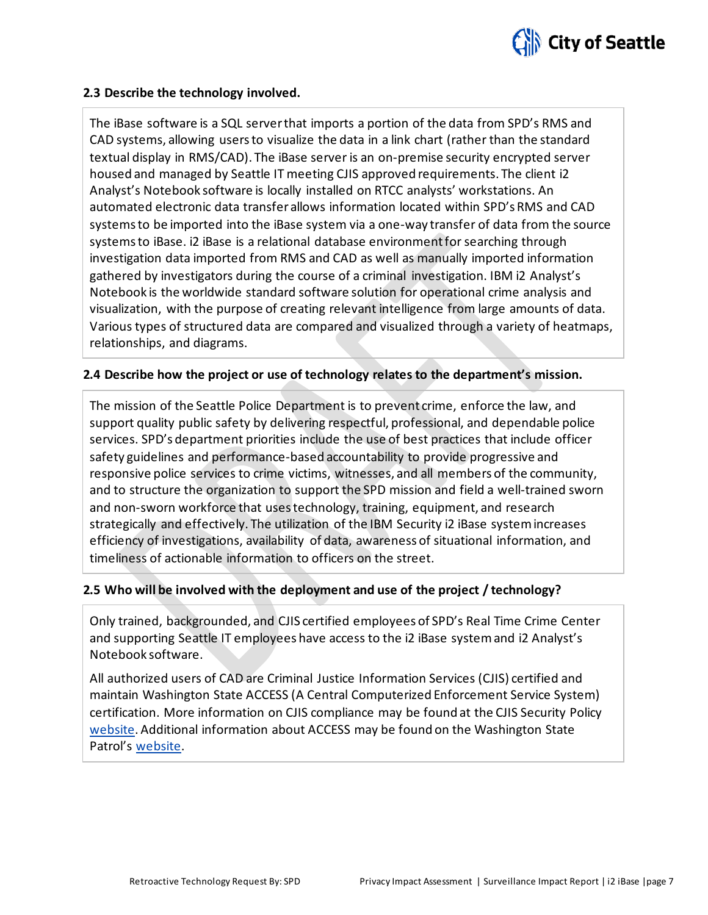### 2.3 Describe the technology involved.

The iBase software is a SQL server that imports a portion of the data from SPD's RMS and CAD systems, allowing users to visualize the data in a link chart (rather than the standard textual display in RMS/CAD). The iBase server is an on-premise security encrypted server housed and managed by Seattle IT meeting CJIS approved requirements. The client i2 Analyst's Notebook software is locally installed on RTCC analysts' workstations. An automated electronic data transfer allows information located within SPD's RMS and CAD systems to be imported into the iBase system via a one-way transfer of data from the source systems to iBase. i2 iBase is a relational database environment for searching through investigation data imported from RMS and CAD as well as manually imported information gathered by investigators during the course of a criminal investigation. IBM i2 Analyst's Notebook is the worldwide standard software solution for operational crime analysis and visualization, with the purpose of creating relevant intelligence from large amounts of data. Various types of structured data are compared and visualized through a variety of heatmaps, relationships, and diagrams.

### 2.4 Describe how the project or use of technology relates to the department's mission.

The mission of the Seattle Police Department is to prevent crime, enforce the law, and support quality public safety by delivering respectful, professional, and dependable police services. SPD's department priorities include the use of best practices that include officer safety guidelines and performance-based accountability to provide progressive and responsive police services to crime victims, witnesses, and all members of the community, and to structure the organization to support the SPD mission and field a well-trained sworn and non-sworn workforce that uses technology, training, equipment, and research strategically and effectively. The utilization of the IBM Security i2 iBase system increases efficiency of investigations, availability of data, awareness of situational information, and timeliness of actionable information to officers on the street.

### 2.5 Who will be involved with the deployment and use of the project / technology?

Only trained, backgrounded, and CJIS certified employees of SPD's Real Time Crime Center and supporting Seattle IT employees have access to the i2 iBase system and i2 Analyst's Notebook software.

All authorized users of CAD are Criminal Justice Information Services (CJIS) certified and maintain Washington State ACCESS (A Central Computerized Enforcement Service System) certification. More information on CJIS compliance may be found at the CJIS Security Policy website. Additional information about ACCESS may be found on the Washington State Patrol's website.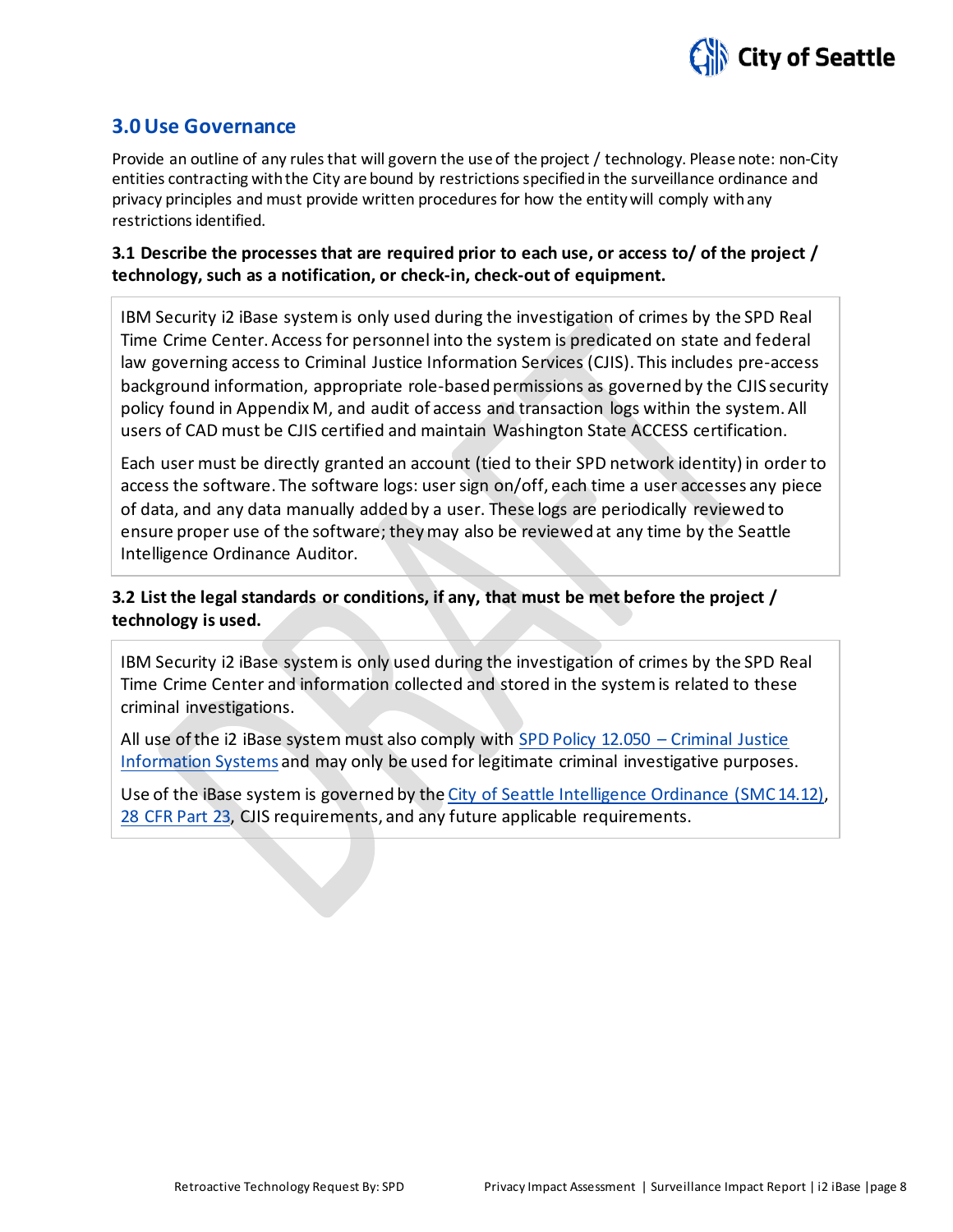## 3.0 Use Governance

Provide an outline of any rules that will govern the use of the project / technology. Please note: non-City entities contracting with the City are bound by restrictions specified in the surveillance ordinance and privacy principles and must provide written procedures for how the entity will comply with any restrictions identified.

**3.1 Describe the processes that are required prior to each use, or access to/ of the project / technology, such as a notification, or check-in, check-out of equipment.**

IBM Security i2 iBase system is only used during the investigation of crimes by the SPD Real Time Crime Center. Access for personnel into the system is predicated on state and federal law governing access to Criminal Justice Information Services (CJIS). This includes pre-access background information, appropriate role-based permissions as governed by the CJIS security policy found in Appendix M, and audit of access and transaction logs within the system. All users of CAD must be CJIS certified and maintain Washington State ACCESS certification.

Each user must be directly granted an account (tied to their SPD network identity) in order to access the software. The software logs: user sign on/off, each time a user accesses any piece of data, and any data manually added by a user. These logs are periodically reviewed to ensure proper use of the software; they may also be reviewed at any time by the Seattle Intelligence Ordinance Auditor.

**3.2 List the legal standards or conditions, if any, that must be met before the project / technology is used.**

IBM Security i2 iBase system is only used during the investigation of crimes by the SPD Real Time Crime Center and information collected and stored in the system is related to these criminal investigations.

All use of the i2 iBase system must also comply with SPD Policy 12.050 – Criminal Justice Information Systems and may only be used for legitimate criminal investigative purposes.

Use of the iBase system is governed by the City of Seattle Intelligence Ordinance (SMC 14.12), 28 CFR Part 23, CJIS requirements, and any future applicable requirements.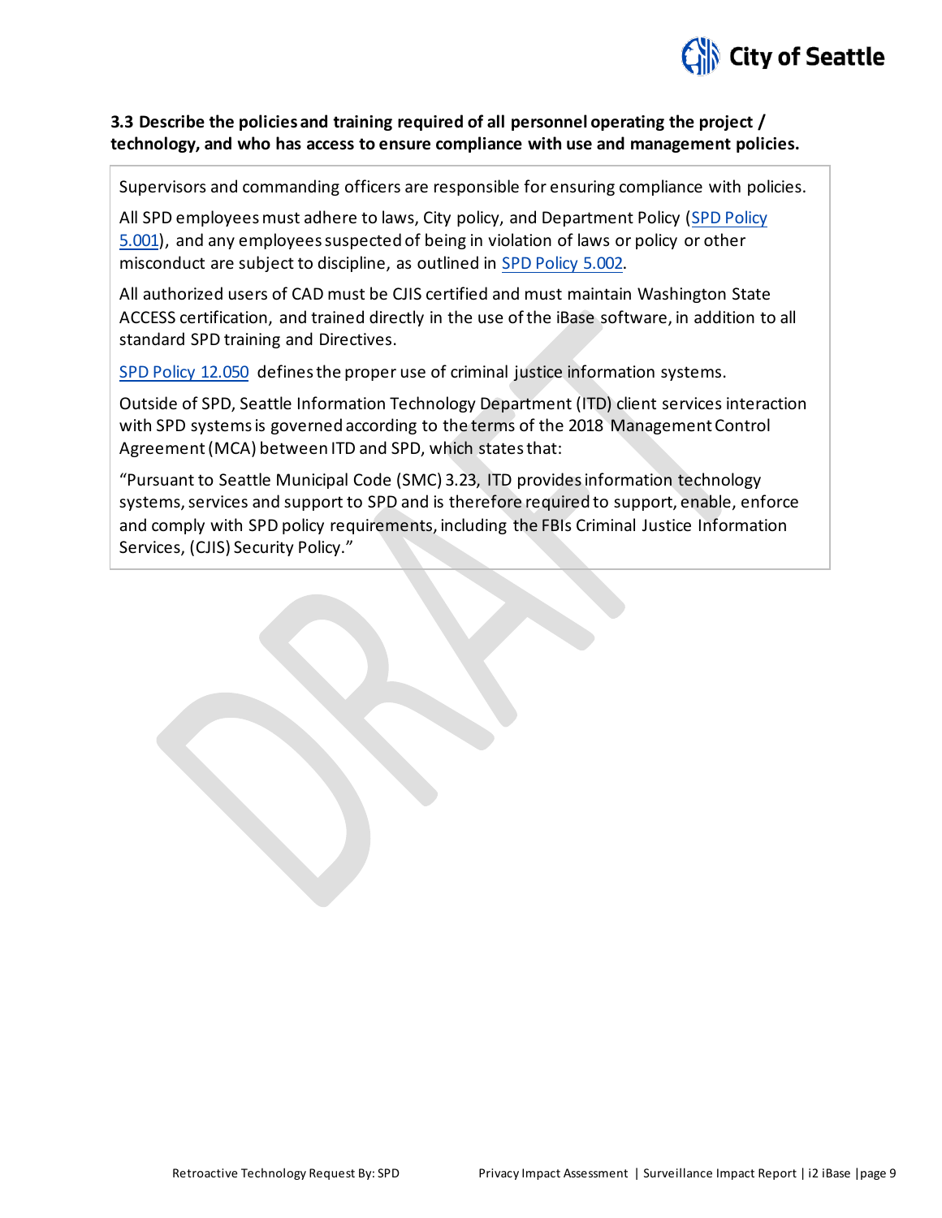### 3.3 Describe the policies and training required of all personnel operating the project / technology, and who has access to ensure compliance with use and management policies.

Supervisors and commanding officers are responsible for ensuring compliance with policies.

All SPD employees must adhere to laws, City policy, and Department Policy (SPD Policy 5.001), and any employees suspected of being in violation of laws or policy or other misconduct are subject to discipline, as outlined in SPD Policy 5.002.

All authorized users of CAD must be CJIS certified and must maintain Washington State ACCESS certification, and trained directly in the use of the iBase software, in addition to all standard SPD training and Directives.

SPD Policy 12.050 defines the proper use of criminal justice information systems.

Outside of SPD, Seattle Information Technology Department (ITD) client services interaction with SPD systems is governed according to the terms of the 2018 Management Control Agreement (MCA) between ITD and SPD, which states that:

"Pursuant to Seattle Municipal Code (SMC) 3.23, ITD provides information technology systems, services and support to SPD and is therefore required to support, enable, enforce and comply with SPD policy requirements, including the FBIs Criminal Justice Information Services, (CJIS) Security Policy."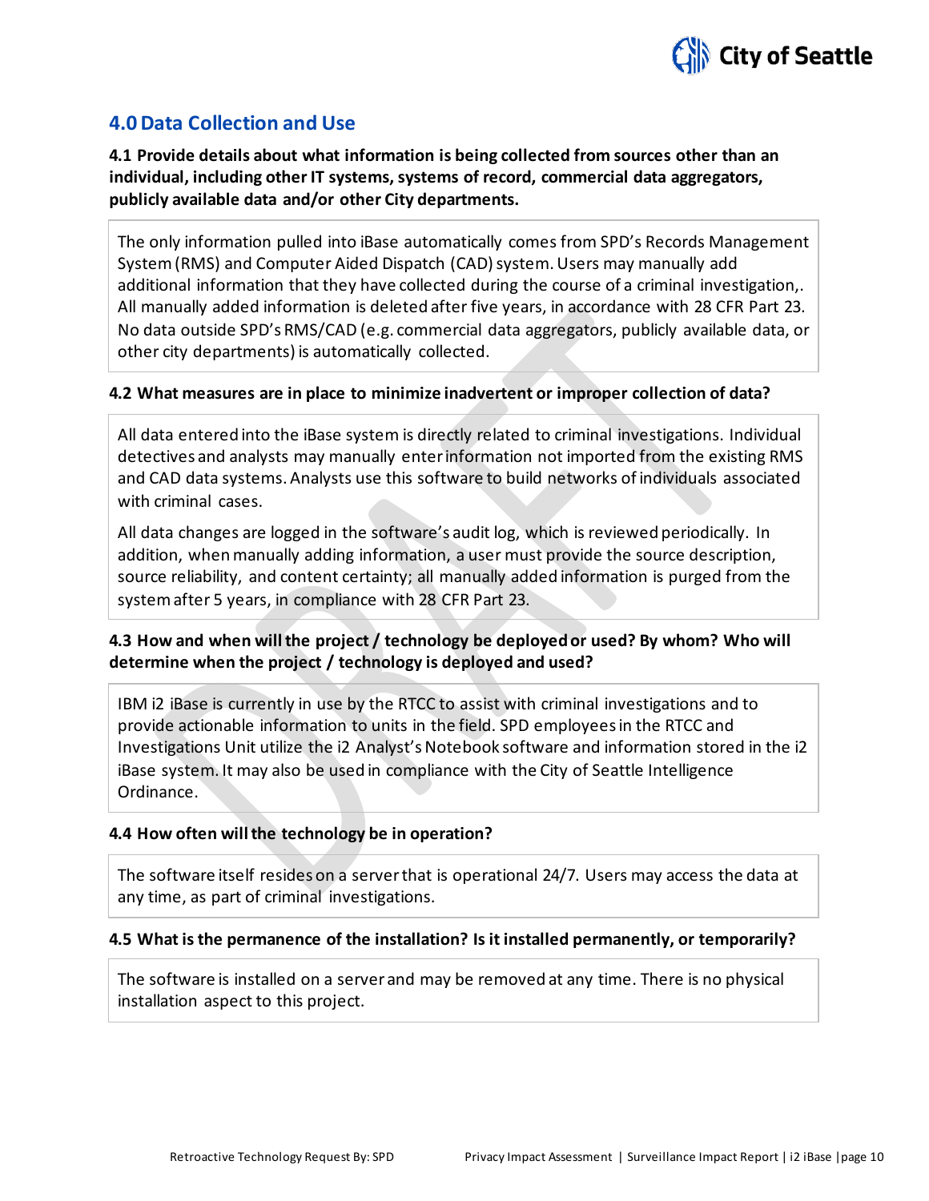## 4.0 Data Collection and Use

**4.1 Provide details about what information is being collected from sources other than an individual, including other IT systems, systems of record, commercial data aggregators, publicly available data and/or other City departments.**

The only information pulled into iBase automatically comes from SPD's Records Management System (RMS) and Computer Aided Dispatch (CAD) system. Users may manually add additional information that they have collected during the course of a criminal investigation,. All manually added information is deleted after five years, in accordance with 28 CFR Part 23. No data outside SPD's RMS/CAD (e.g. commercial data aggregators, publicly available data, or other city departments) is automatically collected.

**4.2 What measures are in place to minimize inadvertent or improper collection of data?**

All data entered into the iBase system is directly related to criminal investigations. Individual detectives and analysts may manually enter information not imported from the existing RMS and CAD data systems. Analysts use this software to build networks of individuals associated with criminal cases.

All data changes are logged in the software's audit log, which is reviewed periodically. In addition, when manually adding information, a user must provide the source description, source reliability, and content certainty; all manually added information is purged from the system after 5 years, in compliance with 28 CFR Part 23.

**4.3 How and when will the project / technology be deployed or used? By whom? Who will determine when the project / technology is deployed and used?**

IBM i2 iBase is currently in use by the RTCC to assist with criminal investigations and to provide actionable information to units in the field. SPD employees in the RTCC and Investigations Unit utilize the i2 Analyst's Notebook software and information stored in the i2 iBase system. It may also be used in compliance with the City of Seattle Intelligence Ordinance.

**4.4 How often will the technology be in operation?**

The software itself resides on a server that is operational 24/7. Users may access the data at any time, as part of criminal investigations.

**4.5 What is the permanence of the installation? Is it installed permanently, or temporarily?**

The software is installed on a server and may be removed at any time. There is no physical installation aspect to this project.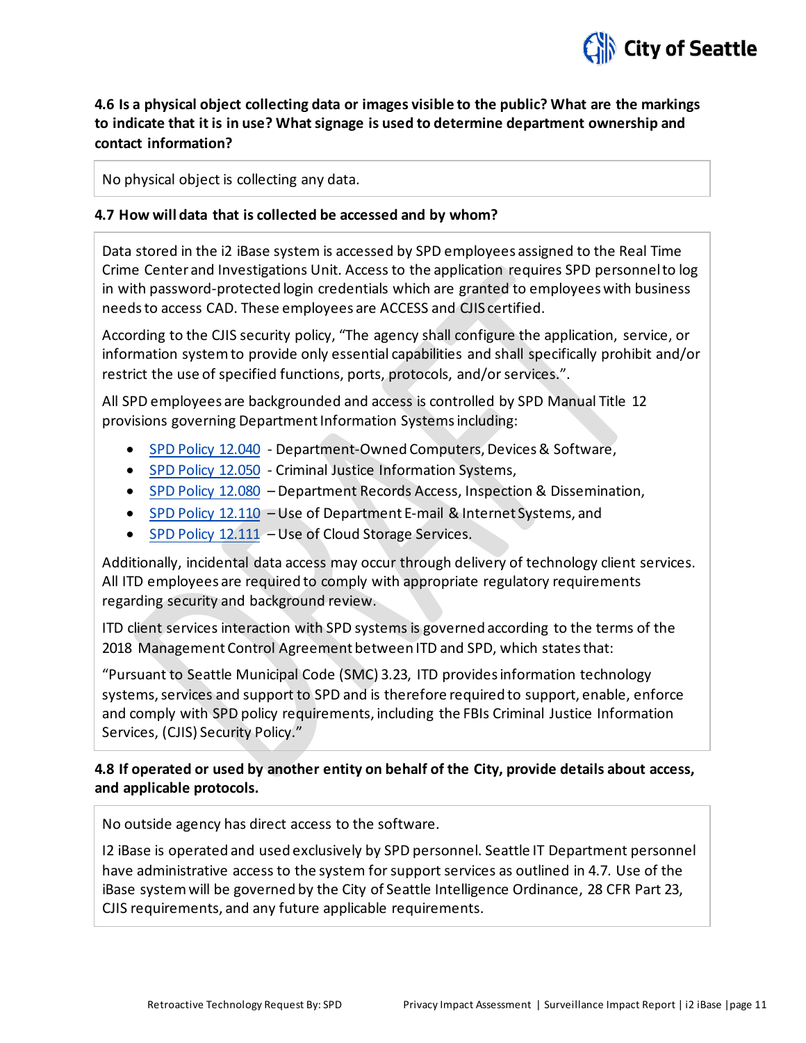**4.6 Is a physical object collecting data or images visible to the public? What are the markings to indicate that it is in use? What signage is used to determine department ownership and contact information?**

No physical object is collecting any data.

**4.7 How will data that is collected be accessed and by whom?**

Data stored in the i2 iBase system is accessed by SPD employees assigned to the Real Time Crime Center and Investigations Unit. Access to the application requires SPD personnel to log in with password-protected login credentials which are granted to employees with business needs to access CAD. These employees are ACCESS and CJIS certified.

According to the CJIS security policy, "The agency shall configure the application, service, or information system to provide only essential capabilities and shall specifically prohibit and/or restrict the use of specified functions, ports, protocols, and/or services.".

All SPD employees are backgrounded and access is controlled by SPD Manual Title 12 provisions governing Department Information Systems including:

- SPD Policy 12.040 - Department-Owned Computers, Devices & Software,
- SPD Policy 12.050 - Criminal Justice Information Systems,
- SPD Policy 12.080 – Department Records Access, Inspection & Dissemination,
- SPD Policy 12.110 – Use of Department E-mail & Internet Systems, and
- SPD Policy 12.111 – Use of Cloud Storage Services.

Additionally, incidental data access may occur through delivery of technology client services. All ITD employees are required to comply with appropriate regulatory requirements regarding security and background review.

ITD client services interaction with SPD systems is governed according to the terms of the 2018 Management Control Agreement between ITD and SPD, which states that:

"Pursuant to Seattle Municipal Code (SMC) 3.23, ITD provides information technology systems, services and support to SPD and is therefore required to support, enable, enforce and comply with SPD policy requirements, including the FBIs Criminal Justice Information Services, (CJIS) Security Policy."

**4.8 If operated or used by another entity on behalf of the City, provide details about access, and applicable protocols.**

No outside agency has direct access to the software.

I2 iBase is operated and used exclusively by SPD personnel. Seattle IT Department personnel have administrative access to the system for support services as outlined in 4.7. Use of the iBase system will be governed by the City of Seattle Intelligence Ordinance, 28 CFR Part 23, CJIS requirements, and any future applicable requirements.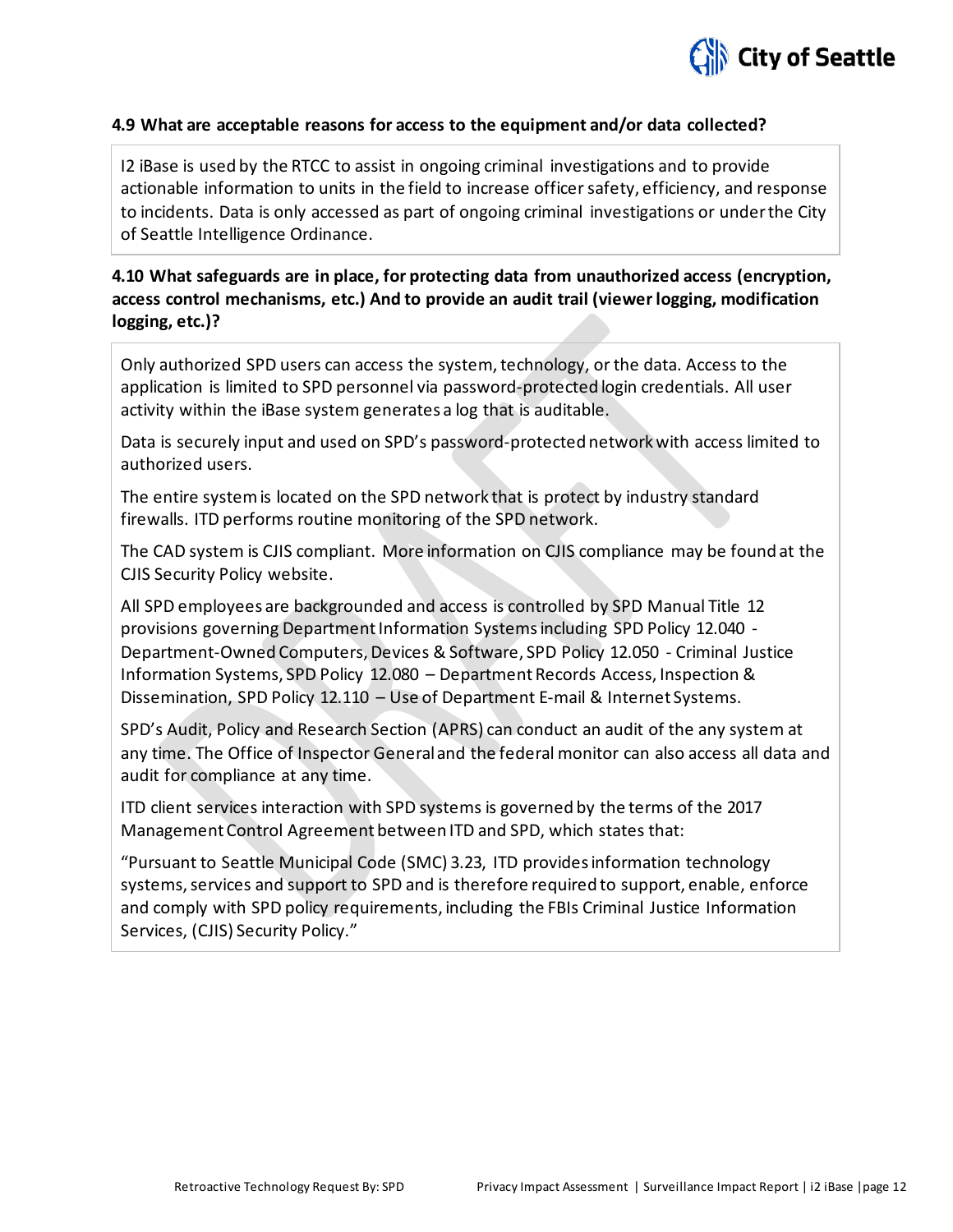### 4.9 What are acceptable reasons for access to the equipment and/or data collected?

I2 iBase is used by the RTCC to assist in ongoing criminal investigations and to provide actionable information to units in the field to increase officer safety, efficiency, and response to incidents. Data is only accessed as part of ongoing criminal investigations or under the City of Seattle Intelligence Ordinance.

### 4.10 What safeguards are in place, for protecting data from unauthorized access (encryption, access control mechanisms, etc.) And to provide an audit trail (viewer logging, modification logging, etc.)?

Only authorized SPD users can access the system, technology, or the data. Access to the application is limited to SPD personnel via password-protected login credentials. All user activity within the iBase system generates a log that is auditable.

Data is securely input and used on SPD's password-protected network with access limited to authorized users.

The entire system is located on the SPD network that is protect by industry standard firewalls. ITD performs routine monitoring of the SPD network.

The CAD system is CJIS compliant. More information on CJIS compliance may be found at the CJIS Security Policy website.

All SPD employees are backgrounded and access is controlled by SPD Manual Title 12 provisions governing Department Information Systems including SPD Policy 12.040 - Department-Owned Computers, Devices & Software, SPD Policy 12.050 - Criminal Justice Information Systems, SPD Policy 12.080 – Department Records Access, Inspection & Dissemination, SPD Policy 12.110 – Use of Department E-mail & Internet Systems.

SPD's Audit, Policy and Research Section (APRS) can conduct an audit of the any system at any time. The Office of Inspector General and the federal monitor can also access all data and audit for compliance at any time.

ITD client services interaction with SPD systems is governed by the terms of the 2017 Management Control Agreement between ITD and SPD, which states that:

"Pursuant to Seattle Municipal Code (SMC) 3.23, ITD provides information technology systems, services and support to SPD and is therefore required to support, enable, enforce and comply with SPD policy requirements, including the FBIs Criminal Justice Information Services, (CJIS) Security Policy."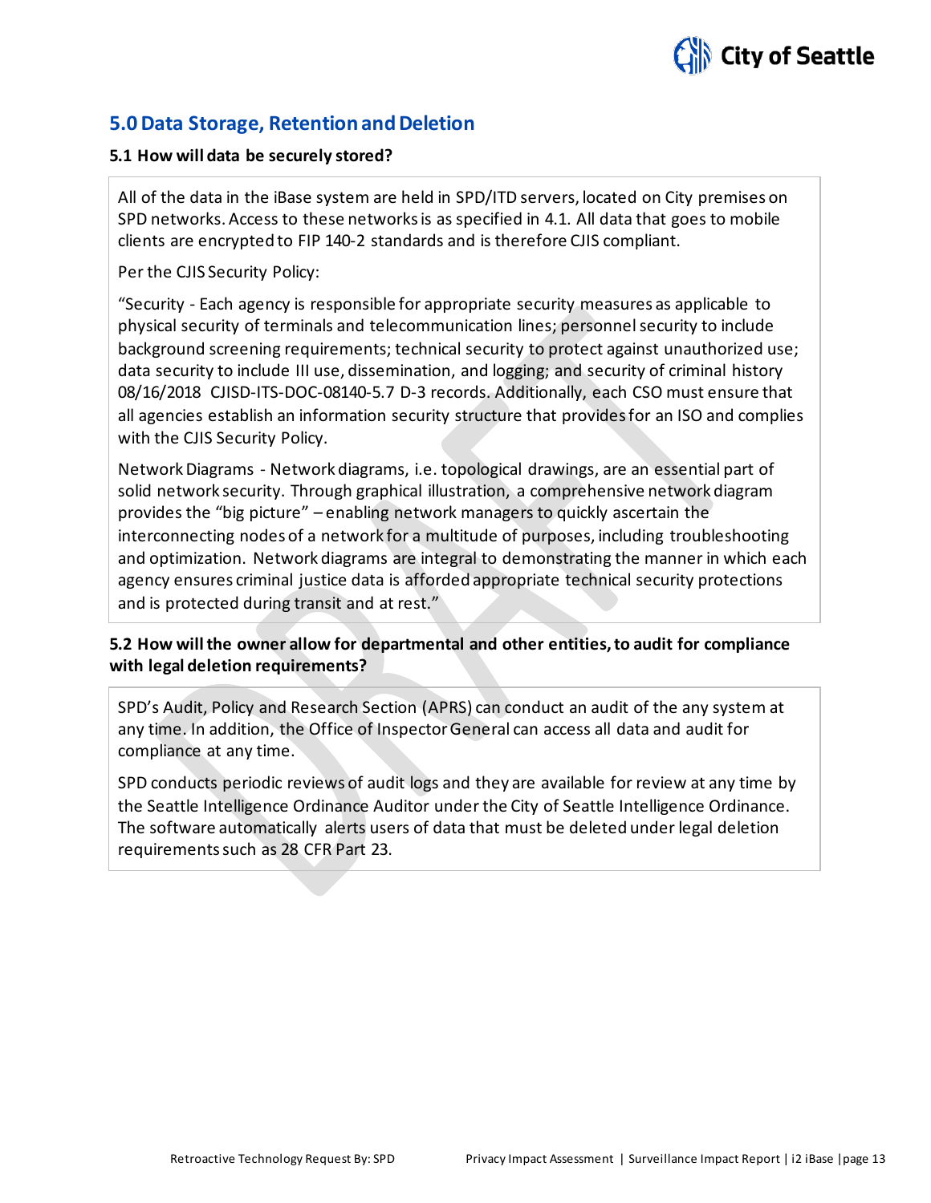## 5.0 Data Storage, Retention and Deletion

### 5.1 How will data be securely stored?

All of the data in the iBase system are held in SPD/ITD servers, located on City premises on SPD networks. Access to these networks is as specified in 4.1. All data that goes to mobile clients are encrypted to FIP 140-2 standards and is therefore CJIS compliant.

Per the CJIS Security Policy:

"Security - Each agency is responsible for appropriate security measures as applicable to physical security of terminals and telecommunication lines; personnel security to include background screening requirements; technical security to protect against unauthorized use; data security to include III use, dissemination, and logging; and security of criminal history 08/16/2018 CJISD-ITS-DOC-08140-5.7 D-3 records. Additionally, each CSO must ensure that all agencies establish an information security structure that provides for an ISO and complies with the CJIS Security Policy.

Network Diagrams - Network diagrams, i.e. topological drawings, are an essential part of solid network security. Through graphical illustration, a comprehensive network diagram provides the "big picture" – enabling network managers to quickly ascertain the interconnecting nodes of a network for a multitude of purposes, including troubleshooting and optimization. Network diagrams are integral to demonstrating the manner in which each agency ensures criminal justice data is afforded appropriate technical security protections and is protected during transit and at rest."

### 5.2 How will the owner allow for departmental and other entities, to audit for compliance with legal deletion requirements?

SPD's Audit, Policy and Research Section (APRS) can conduct an audit of the any system at any time. In addition, the Office of Inspector General can access all data and audit for compliance at any time.

SPD conducts periodic reviews of audit logs and they are available for review at any time by the Seattle Intelligence Ordinance Auditor under the City of Seattle Intelligence Ordinance. The software automatically alerts users of data that must be deleted under legal deletion requirements such as 28 CFR Part 23.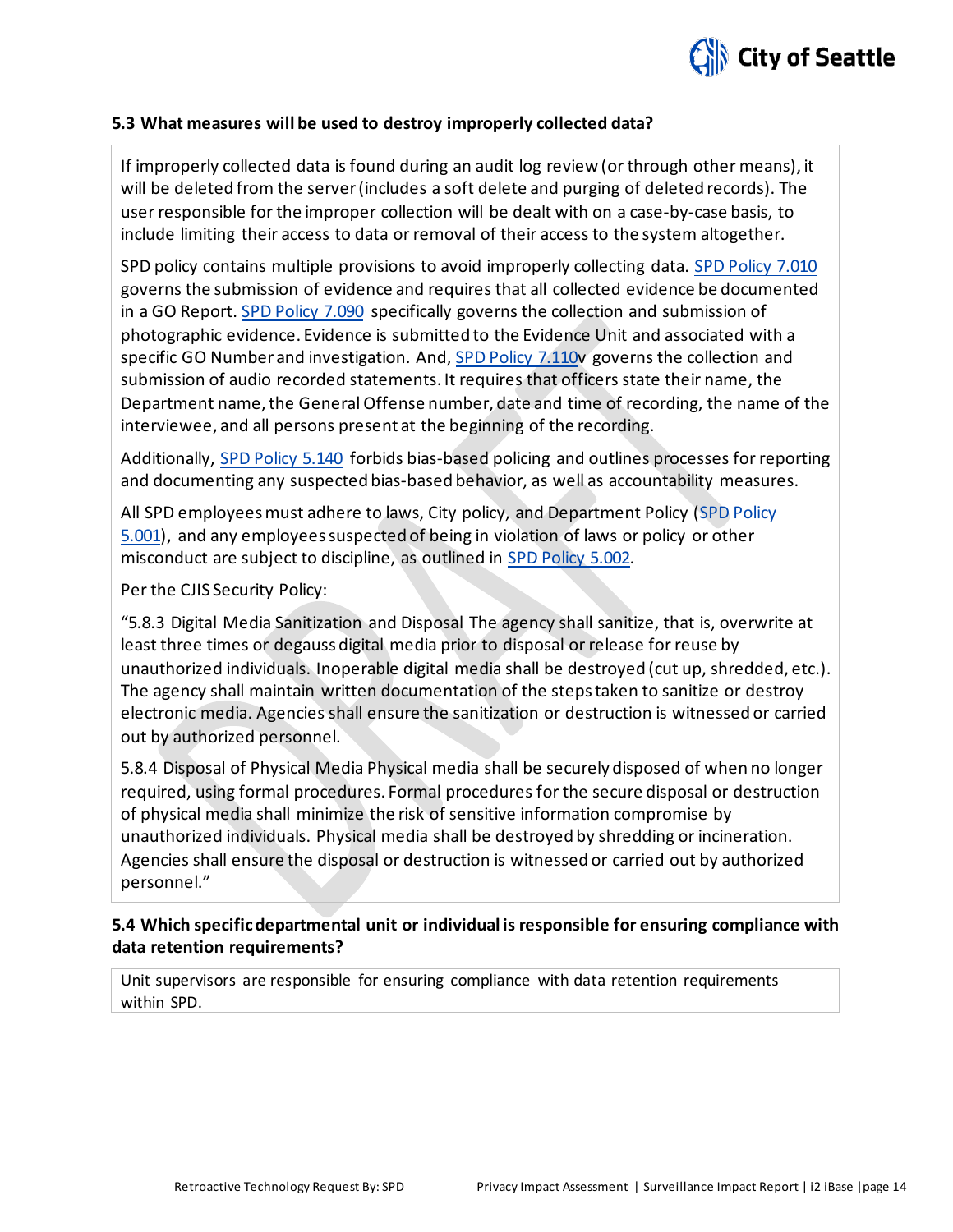### 5.3 What measures will be used to destroy improperly collected data?

If improperly collected data is found during an audit log review (or through other means), it will be deleted from the server (includes a soft delete and purging of deleted records). The user responsible for the improper collection will be dealt with on a case-by-case basis, to include limiting their access to data or removal of their access to the system altogether.

SPD policy contains multiple provisions to avoid improperly collecting data. SPD Policy 7.010 governs the submission of evidence and requires that all collected evidence be documented in a GO Report. SPD Policy 7.090 specifically governs the collection and submission of photographic evidence. Evidence is submitted to the Evidence Unit and associated with a specific GO Number and investigation. And, SPD Policy 7.110v governs the collection and submission of audio recorded statements. It requires that officers state their name, the Department name, the General Offense number, date and time of recording, the name of the interviewee, and all persons present at the beginning of the recording.

Additionally, SPD Policy 5.140 forbids bias-based policing and outlines processes for reporting and documenting any suspected bias-based behavior, as well as accountability measures.

All SPD employees must adhere to laws, City policy, and Department Policy (SPD Policy 5.001), and any employees suspected of being in violation of laws or policy or other misconduct are subject to discipline, as outlined in SPD Policy 5.002.

Per the CJIS Security Policy:

"5.8.3 Digital Media Sanitization and Disposal The agency shall sanitize, that is, overwrite at least three times or degauss digital media prior to disposal or release for reuse by unauthorized individuals. Inoperable digital media shall be destroyed (cut up, shredded, etc.). The agency shall maintain written documentation of the steps taken to sanitize or destroy electronic media. Agencies shall ensure the sanitization or destruction is witnessed or carried out by authorized personnel.

5.8.4 Disposal of Physical Media Physical media shall be securely disposed of when no longer required, using formal procedures. Formal procedures for the secure disposal or destruction of physical media shall minimize the risk of sensitive information compromise by unauthorized individuals. Physical media shall be destroyed by shredding or incineration. Agencies shall ensure the disposal or destruction is witnessed or carried out by authorized personnel."

### 5.4 Which specific departmental unit or individual is responsible for ensuring compliance with data retention requirements?

Unit supervisors are responsible for ensuring compliance with data retention requirements within SPD.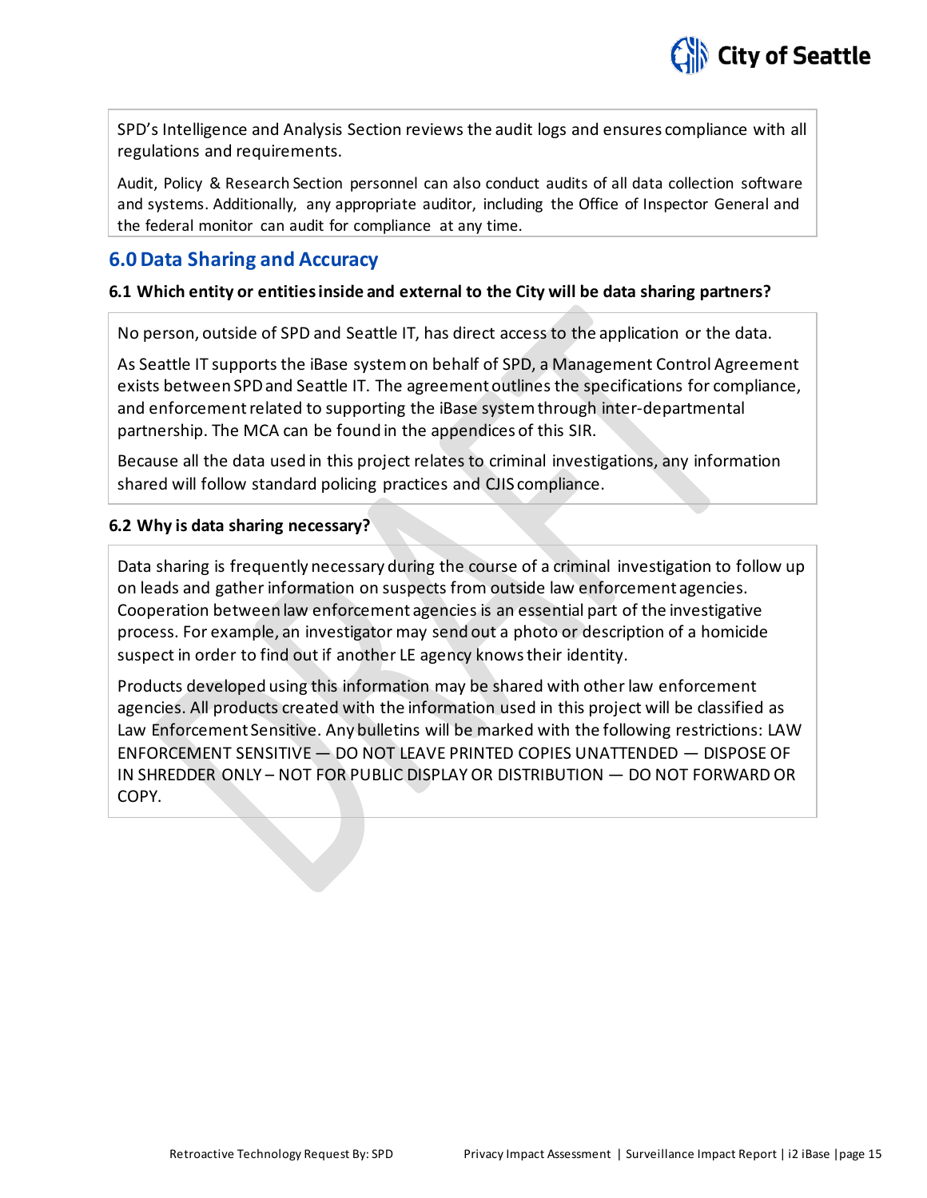SPD's Intelligence and Analysis Section reviews the audit logs and ensures compliance with all regulations and requirements.

Audit, Policy & Research Section personnel can also conduct audits of all data collection software and systems. Additionally, any appropriate auditor, including the Office of Inspector General and the federal monitor can audit for compliance at any time.

## 6.0 Data Sharing and Accuracy

**6.1 Which entity or entities inside and external to the City will be data sharing partners?**

No person, outside of SPD and Seattle IT, has direct access to the application or the data.

As Seattle IT supports the iBase system on behalf of SPD, a Management Control Agreement exists between SPD and Seattle IT. The agreement outlines the specifications for compliance, and enforcement related to supporting the iBase system through inter-departmental partnership. The MCA can be found in the appendices of this SIR.

Because all the data used in this project relates to criminal investigations, any information shared will follow standard policing practices and CJIS compliance.

**6.2 Why is data sharing necessary?**

Data sharing is frequently necessary during the course of a criminal investigation to follow up on leads and gather information on suspects from outside law enforcement agencies. Cooperation between law enforcement agencies is an essential part of the investigative process. For example, an investigator may send out a photo or description of a homicide suspect in order to find out if another LE agency knows their identity.

Products developed using this information may be shared with other law enforcement agencies. All products created with the information used in this project will be classified as Law Enforcement Sensitive. Any bulletins will be marked with the following restrictions: LAW ENFORCEMENT SENSITIVE — DO NOT LEAVE PRINTED COPIES UNATTENDED — DISPOSE OF IN SHREDDER ONLY – NOT FOR PUBLIC DISPLAY OR DISTRIBUTION — DO NOT FORWARD OR COPY.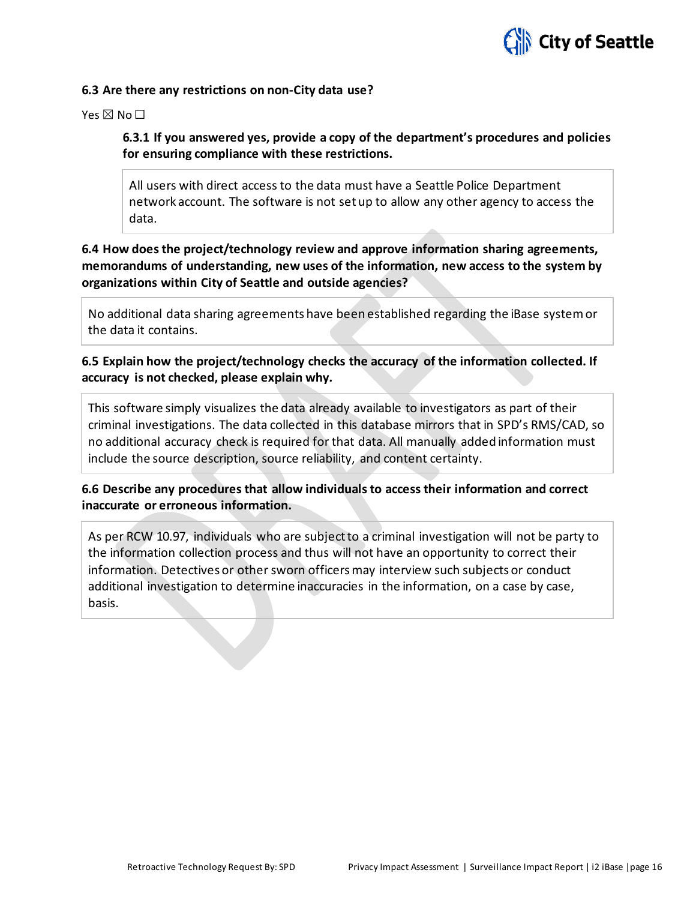### 6.3 Are there any restrictions on non-City data use?

Yes ☒ No ☐

#### 6.3.1 If you answered yes, provide a copy of the department's procedures and policies for ensuring compliance with these restrictions.

All users with direct access to the data must have a Seattle Police Department network account. The software is not set up to allow any other agency to access the data.

### 6.4 How does the project/technology review and approve information sharing agreements, memorandums of understanding, new uses of the information, new access to the system by organizations within City of Seattle and outside agencies?

No additional data sharing agreements have been established regarding the iBase system or the data it contains.

### 6.5 Explain how the project/technology checks the accuracy of the information collected. If accuracy is not checked, please explain why.

This software simply visualizes the data already available to investigators as part of their criminal investigations. The data collected in this database mirrors that in SPD's RMS/CAD, so no additional accuracy check is required for that data. All manually added information must include the source description, source reliability, and content certainty.

### 6.6 Describe any procedures that allow individuals to access their information and correct inaccurate or erroneous information.

As per RCW 10.97, individuals who are subject to a criminal investigation will not be party to the information collection process and thus will not have an opportunity to correct their information. Detectives or other sworn officers may interview such subjects or conduct additional investigation to determine inaccuracies in the information, on a case by case, basis.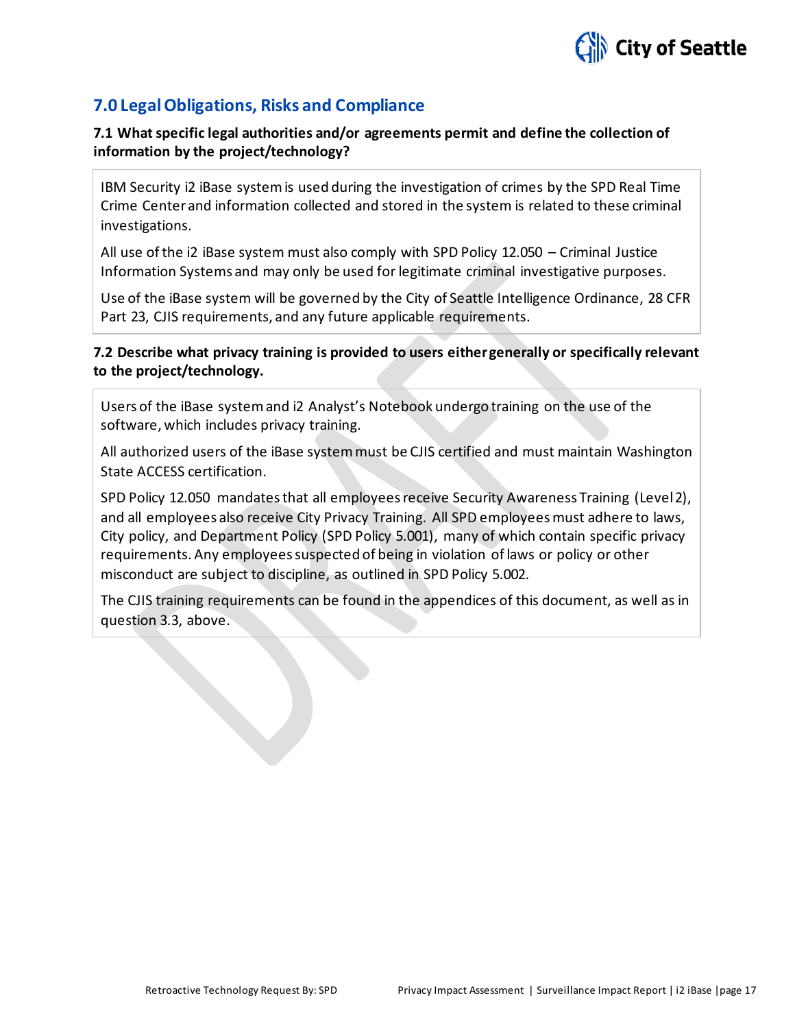## 7.0 Legal Obligations, Risks and Compliance

**7.1 What specific legal authorities and/or agreements permit and define the collection of information by the project/technology?**

IBM Security i2 iBase system is used during the investigation of crimes by the SPD Real Time Crime Center and information collected and stored in the system is related to these criminal investigations.

All use of the i2 iBase system must also comply with SPD Policy 12.050 – Criminal Justice Information Systems and may only be used for legitimate criminal investigative purposes.

Use of the iBase system will be governed by the City of Seattle Intelligence Ordinance, 28 CFR Part 23, CJIS requirements, and any future applicable requirements.

**7.2 Describe what privacy training is provided to users either generally or specifically relevant to the project/technology.**

Users of the iBase system and i2 Analyst's Notebook undergo training on the use of the software, which includes privacy training.

All authorized users of the iBase system must be CJIS certified and must maintain Washington State ACCESS certification.

SPD Policy 12.050 mandates that all employees receive Security Awareness Training (Level 2), and all employees also receive City Privacy Training. All SPD employees must adhere to laws, City policy, and Department Policy (SPD Policy 5.001), many of which contain specific privacy requirements. Any employees suspected of being in violation of laws or policy or other misconduct are subject to discipline, as outlined in SPD Policy 5.002.

The CJIS training requirements can be found in the appendices of this document, as well as in question 3.3, above.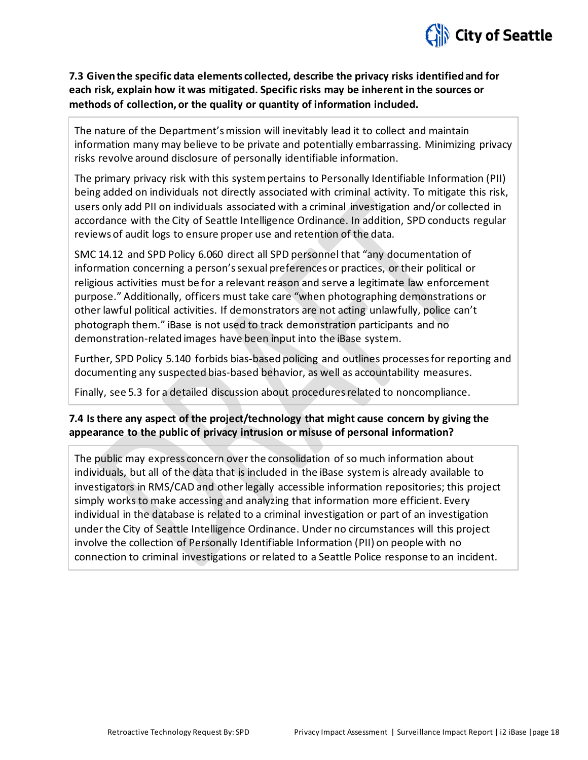**7.3 Given the specific data elements collected, describe the privacy risks identified and for each risk, explain how it was mitigated. Specific risks may be inherent in the sources or methods of collection, or the quality or quantity of information included.**

The nature of the Department's mission will inevitably lead it to collect and maintain information many may believe to be private and potentially embarrassing. Minimizing privacy risks revolve around disclosure of personally identifiable information.

The primary privacy risk with this system pertains to Personally Identifiable Information (PII) being added on individuals not directly associated with criminal activity. To mitigate this risk, users only add PII on individuals associated with a criminal investigation and/or collected in accordance with the City of Seattle Intelligence Ordinance. In addition, SPD conducts regular reviews of audit logs to ensure proper use and retention of the data.

SMC 14.12 and SPD Policy 6.060 direct all SPD personnel that "any documentation of information concerning a person's sexual preferences or practices, or their political or religious activities must be for a relevant reason and serve a legitimate law enforcement purpose." Additionally, officers must take care "when photographing demonstrations or other lawful political activities. If demonstrators are not acting unlawfully, police can't photograph them." iBase is not used to track demonstration participants and no demonstration-related images have been input into the iBase system.

Further, SPD Policy 5.140 forbids bias-based policing and outlines processes for reporting and documenting any suspected bias-based behavior, as well as accountability measures.

Finally, see 5.3 for a detailed discussion about procedures related to noncompliance.

**7.4 Is there any aspect of the project/technology that might cause concern by giving the appearance to the public of privacy intrusion or misuse of personal information?**

The public may express concern over the consolidation of so much information about individuals, but all of the data that is included in the iBase system is already available to investigators in RMS/CAD and other legally accessible information repositories; this project simply works to make accessing and analyzing that information more efficient. Every individual in the database is related to a criminal investigation or part of an investigation under the City of Seattle Intelligence Ordinance. Under no circumstances will this project involve the collection of Personally Identifiable Information (PII) on people with no connection to criminal investigations or related to a Seattle Police response to an incident.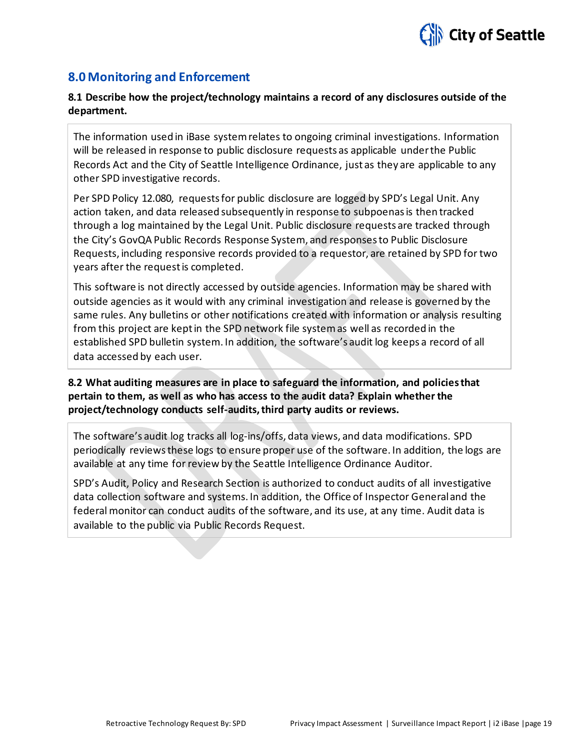## 8.0 Monitoring and Enforcement

**8.1 Describe how the project/technology maintains a record of any disclosures outside of the department.**

The information used in iBase system relates to ongoing criminal investigations. Information will be released in response to public disclosure requests as applicable under the Public Records Act and the City of Seattle Intelligence Ordinance, just as they are applicable to any other SPD investigative records.

Per SPD Policy 12.080, requests for public disclosure are logged by SPD's Legal Unit. Any action taken, and data released subsequently in response to subpoenas is then tracked through a log maintained by the Legal Unit. Public disclosure requests are tracked through the City's GovQA Public Records Response System, and responses to Public Disclosure Requests, including responsive records provided to a requestor, are retained by SPD for two years after the request is completed.

This software is not directly accessed by outside agencies. Information may be shared with outside agencies as it would with any criminal investigation and release is governed by the same rules. Any bulletins or other notifications created with information or analysis resulting from this project are kept in the SPD network file system as well as recorded in the established SPD bulletin system. In addition, the software's audit log keeps a record of all data accessed by each user.

**8.2 What auditing measures are in place to safeguard the information, and policies that pertain to them, as well as who has access to the audit data? Explain whether the project/technology conducts self-audits, third party audits or reviews.**

The software's audit log tracks all log-ins/offs, data views, and data modifications. SPD periodically reviews these logs to ensure proper use of the software. In addition, the logs are available at any time for review by the Seattle Intelligence Ordinance Auditor.

SPD's Audit, Policy and Research Section is authorized to conduct audits of all investigative data collection software and systems. In addition, the Office of Inspector General and the federal monitor can conduct audits of the software, and its use, at any time. Audit data is available to the public via Public Records Request.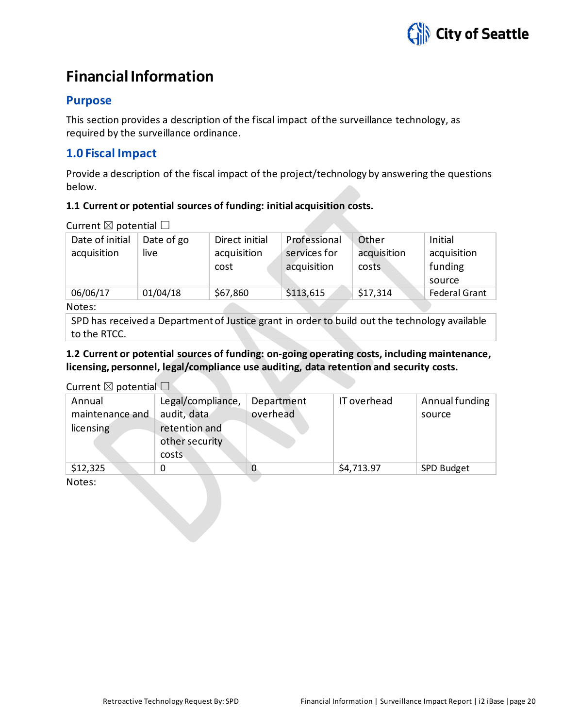# Financial Information

## Purpose

This section provides a description of the fiscal impact of the surveillance technology, as required by the surveillance ordinance.

## 1.0 Fiscal Impact

Provide a description of the fiscal impact of the project/technology by answering the questions below.

### 1.1 Current or potential sources of funding: initial acquisition costs.

Current ☒ potential ☐

| Date of initial acquisition | Date of go live | Direct initial acquisition cost | Professional services for acquisition | Other acquisition costs | Initial acquisition funding source |
|---|---|---|---|---|---|
| 06/06/17 | 01/04/18 | $67,860 | $113,615 | $17,314 | Federal Grant |

Notes:

SPD has received a Department of Justice grant in order to build out the technology available to the RTCC.

### 1.2 Current or potential sources of funding: on-going operating costs, including maintenance, licensing, personnel, legal/compliance use auditing, data retention and security costs.

Current ☒ potential ☐

| Annual maintenance and licensing | Legal/compliance, audit, data retention and other security costs | Department overhead | IT overhead | Annual funding source |
|---|---|---|---|---|
| $12,325 | 0 | 0 | $4,713.97 | SPD Budget |

Notes: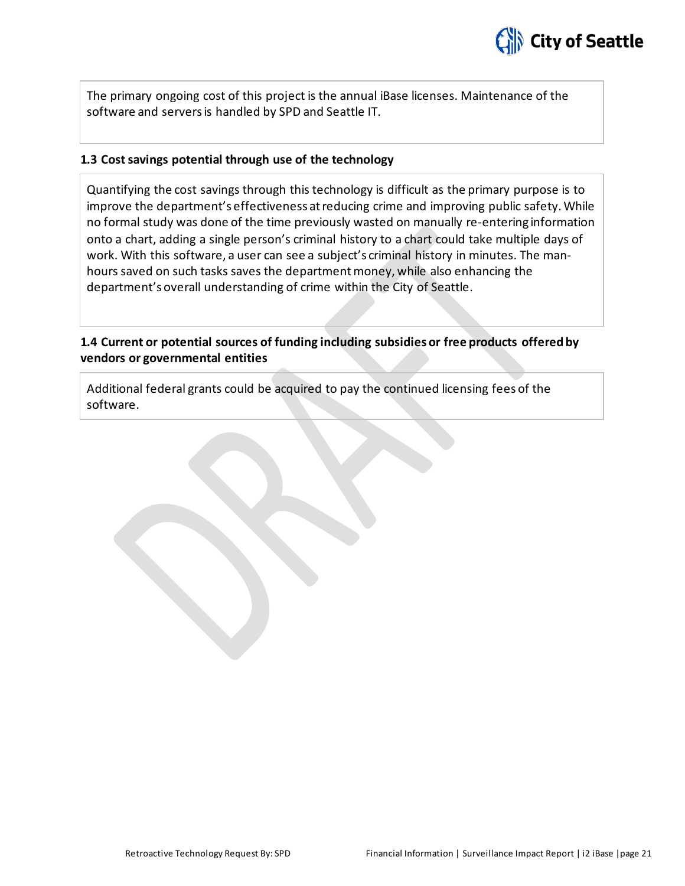The primary ongoing cost of this project is the annual iBase licenses. Maintenance of the software and servers is handled by SPD and Seattle IT.

### 1.3 Cost savings potential through use of the technology

Quantifying the cost savings through this technology is difficult as the primary purpose is to improve the department's effectiveness at reducing crime and improving public safety. While no formal study was done of the time previously wasted on manually re-entering information onto a chart, adding a single person's criminal history to a chart could take multiple days of work. With this software, a user can see a subject's criminal history in minutes. The man-hours saved on such tasks saves the department money, while also enhancing the department's overall understanding of crime within the City of Seattle.

### 1.4 Current or potential sources of funding including subsidies or free products offered by vendors or governmental entities

Additional federal grants could be acquired to pay the continued licensing fees of the software.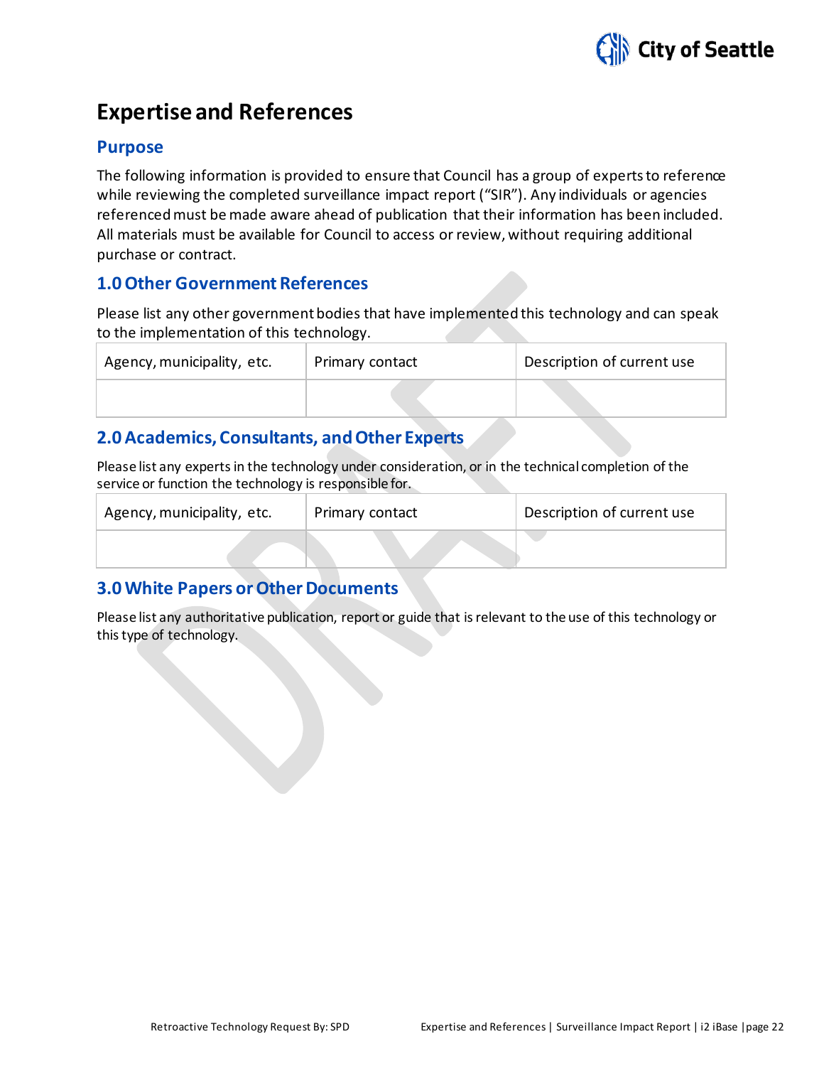# Expertise and References

## Purpose

The following information is provided to ensure that Council has a group of experts to reference while reviewing the completed surveillance impact report ("SIR"). Any individuals or agencies referenced must be made aware ahead of publication that their information has been included. All materials must be available for Council to access or review, without requiring additional purchase or contract.

## 1.0 Other Government References

Please list any other government bodies that have implemented this technology and can speak to the implementation of this technology.

| Agency, municipality, etc. | Primary contact | Description of current use |
|---|---|---|
| | | |

## 2.0 Academics, Consultants, and Other Experts

Please list any experts in the technology under consideration, or in the technical completion of the service or function the technology is responsible for.

| Agency, municipality, etc. | Primary contact | Description of current use |
|---|---|---|
| | | |

## 3.0 White Papers or Other Documents

Please list any authoritative publication, report or guide that is relevant to the use of this technology or this type of technology.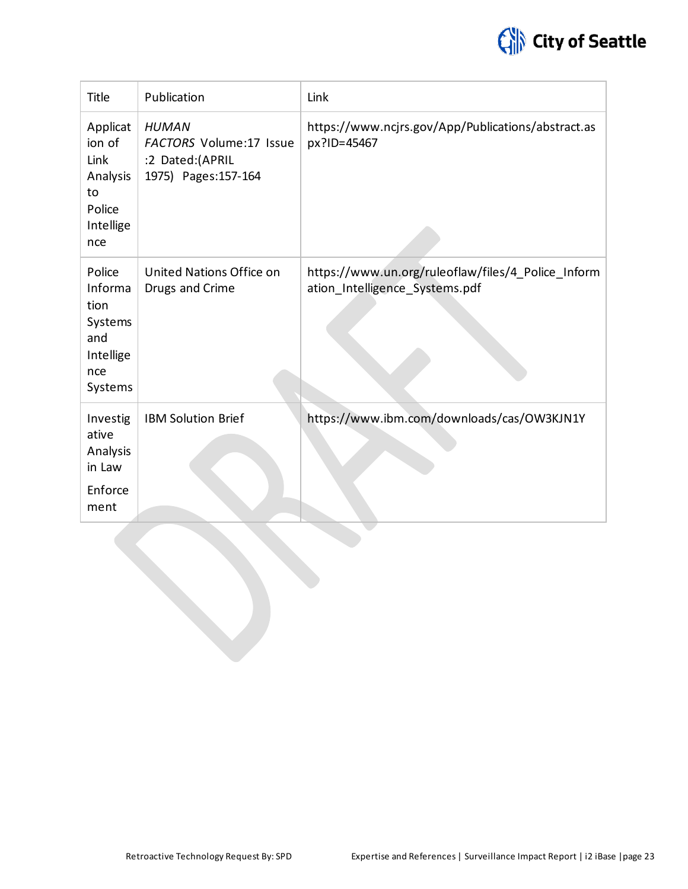| Title | Publication | Link |
|---|---|---|
| Application of Link Analysis to Police Intelligence | *HUMAN FACTORS* Volume:17 Issue :2 Dated:(APRIL 1975) Pages:157-164 | https://www.ncjrs.gov/App/Publications/abstract.aspx?ID=45467 |
| Police Information Systems and Intelligence Systems | United Nations Office on Drugs and Crime | https://www.un.org/ruleoflaw/files/4_Police_Information_Intelligence_Systems.pdf |
| Investigative Analysis in Law Enforcement | IBM Solution Brief | https://www.ibm.com/downloads/cas/OW3KJN1Y |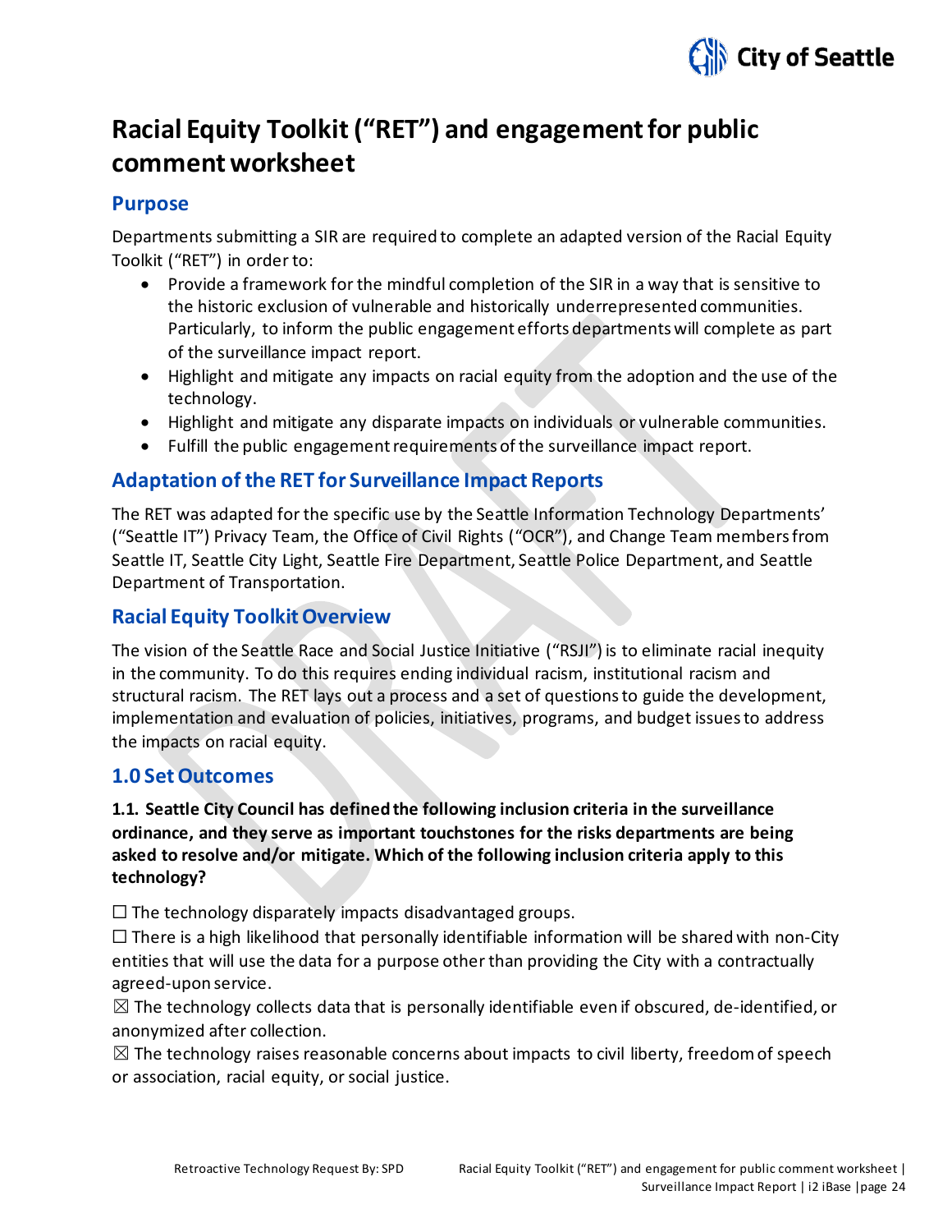# Racial Equity Toolkit ("RET") and engagement for public comment worksheet

## Purpose

Departments submitting a SIR are required to complete an adapted version of the Racial Equity Toolkit ("RET") in order to:

- Provide a framework for the mindful completion of the SIR in a way that is sensitive to the historic exclusion of vulnerable and historically underrepresented communities. Particularly, to inform the public engagement efforts departments will complete as part of the surveillance impact report.
- Highlight and mitigate any impacts on racial equity from the adoption and the use of the technology.
- Highlight and mitigate any disparate impacts on individuals or vulnerable communities.
- Fulfill the public engagement requirements of the surveillance impact report.

## Adaptation of the RET for Surveillance Impact Reports

The RET was adapted for the specific use by the Seattle Information Technology Departments' ("Seattle IT") Privacy Team, the Office of Civil Rights ("OCR"), and Change Team members from Seattle IT, Seattle City Light, Seattle Fire Department, Seattle Police Department, and Seattle Department of Transportation.

## Racial Equity Toolkit Overview

The vision of the Seattle Race and Social Justice Initiative ("RSJI") is to eliminate racial inequity in the community. To do this requires ending individual racism, institutional racism and structural racism. The RET lays out a process and a set of questions to guide the development, implementation and evaluation of policies, initiatives, programs, and budget issues to address the impacts on racial equity.

## 1.0 Set Outcomes

**1.1. Seattle City Council has defined the following inclusion criteria in the surveillance ordinance, and they serve as important touchstones for the risks departments are being asked to resolve and/or mitigate. Which of the following inclusion criteria apply to this technology?**

☐ The technology disparately impacts disadvantaged groups.

☐ There is a high likelihood that personally identifiable information will be shared with non-City entities that will use the data for a purpose other than providing the City with a contractually agreed-upon service.

☒ The technology collects data that is personally identifiable even if obscured, de-identified, or anonymized after collection.

☒ The technology raises reasonable concerns about impacts to civil liberty, freedom of speech or association, racial equity, or social justice.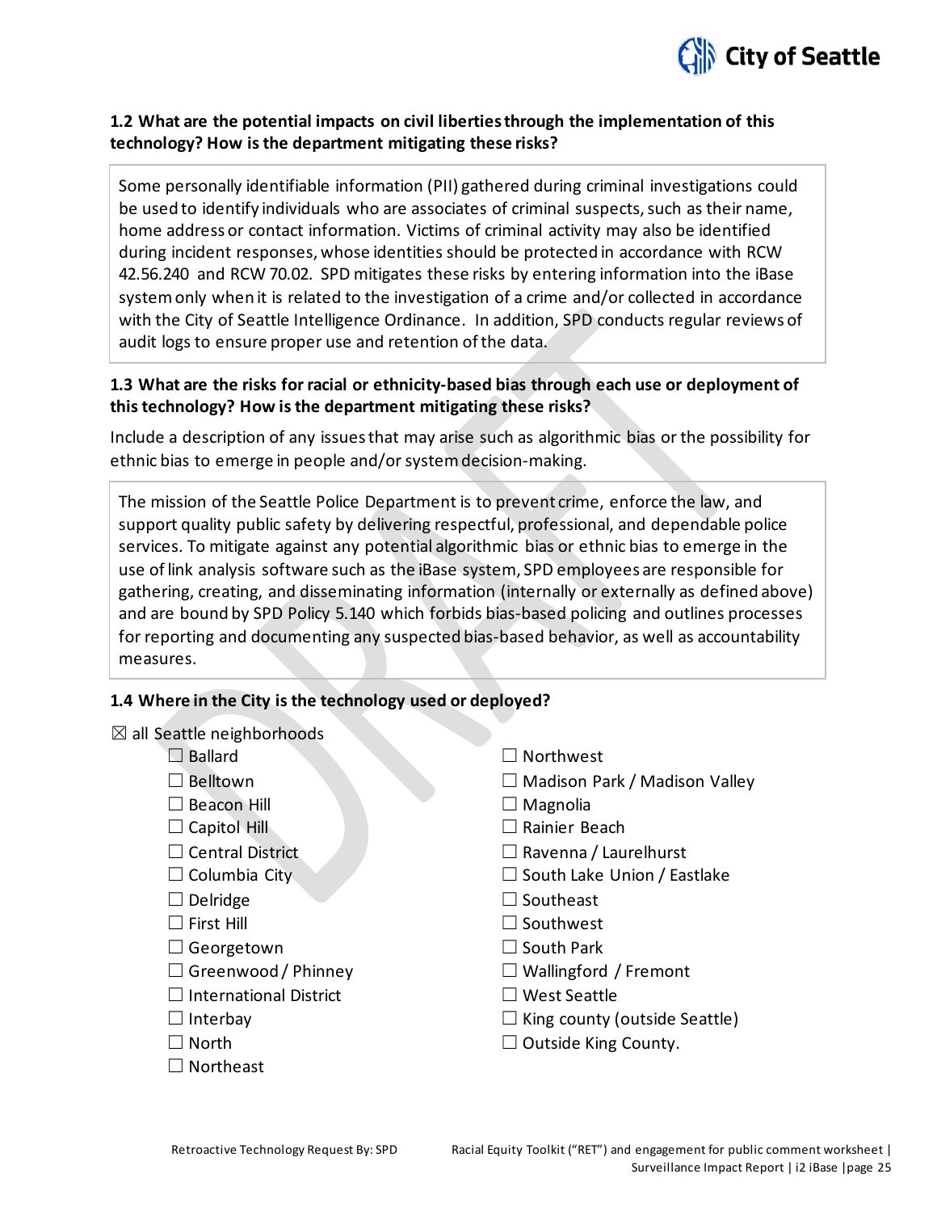### 1.2 What are the potential impacts on civil liberties through the implementation of this technology? How is the department mitigating these risks?

Some personally identifiable information (PII) gathered during criminal investigations could be used to identify individuals who are associates of criminal suspects, such as their name, home address or contact information. Victims of criminal activity may also be identified during incident responses, whose identities should be protected in accordance with RCW 42.56.240 and RCW 70.02. SPD mitigates these risks by entering information into the iBase system only when it is related to the investigation of a crime and/or collected in accordance with the City of Seattle Intelligence Ordinance. In addition, SPD conducts regular reviews of audit logs to ensure proper use and retention of the data.

### 1.3 What are the risks for racial or ethnicity-based bias through each use or deployment of this technology? How is the department mitigating these risks?

Include a description of any issues that may arise such as algorithmic bias or the possibility for ethnic bias to emerge in people and/or system decision-making.

The mission of the Seattle Police Department is to prevent crime, enforce the law, and support quality public safety by delivering respectful, professional, and dependable police services. To mitigate against any potential algorithmic bias or ethnic bias to emerge in the use of link analysis software such as the iBase system, SPD employees are responsible for gathering, creating, and disseminating information (internally or externally as defined above) and are bound by SPD Policy 5.140 which forbids bias-based policing and outlines processes for reporting and documenting any suspected bias-based behavior, as well as accountability measures.

### 1.4 Where in the City is the technology used or deployed?

☒ all Seattle neighborhoods

- ☐ Ballard
- ☐ Belltown
- ☐ Beacon Hill
- ☐ Capitol Hill
- ☐ Central District
- ☐ Columbia City
- ☐ Delridge
- ☐ First Hill
- ☐ Georgetown
- ☐ Greenwood / Phinney
- ☐ International District
- ☐ Interbay
- ☐ North
- ☐ Northeast
- ☐ Northwest
- ☐ Madison Park / Madison Valley
- ☐ Magnolia
- ☐ Rainier Beach
- ☐ Ravenna / Laurelhurst
- ☐ South Lake Union / Eastlake
- ☐ Southeast
- ☐ Southwest
- ☐ South Park
- ☐ Wallingford / Fremont
- ☐ West Seattle
- ☐ King county (outside Seattle)
- ☐ Outside King County.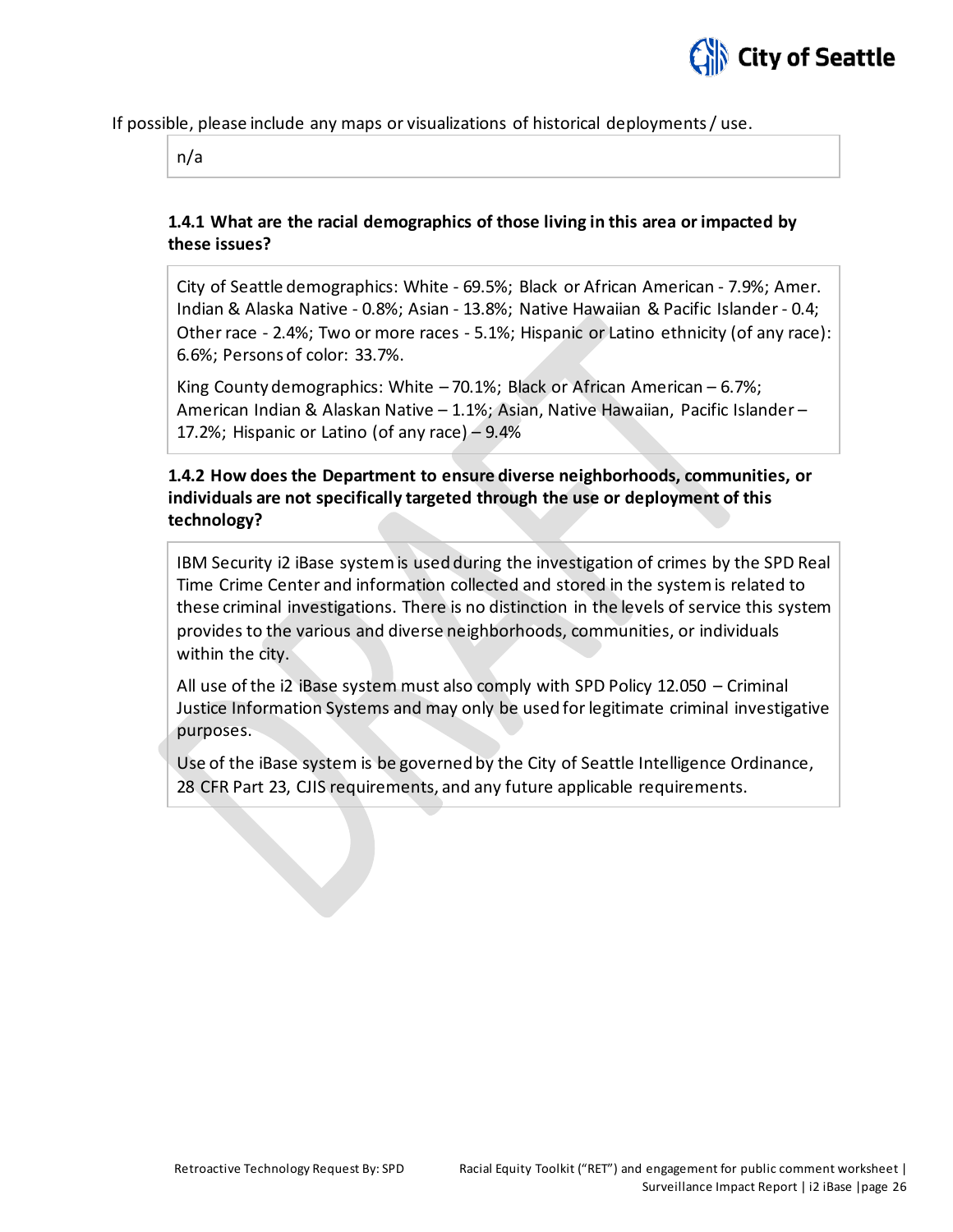If possible, please include any maps or visualizations of historical deployments / use.

n/a

### 1.4.1 What are the racial demographics of those living in this area or impacted by these issues?

City of Seattle demographics: White - 69.5%; Black or African American - 7.9%; Amer. Indian & Alaska Native - 0.8%; Asian - 13.8%; Native Hawaiian & Pacific Islander - 0.4; Other race - 2.4%; Two or more races - 5.1%; Hispanic or Latino ethnicity (of any race): 6.6%; Persons of color: 33.7%.

King County demographics: White – 70.1%; Black or African American – 6.7%; American Indian & Alaskan Native – 1.1%; Asian, Native Hawaiian, Pacific Islander – 17.2%; Hispanic or Latino (of any race) – 9.4%

### 1.4.2 How does the Department to ensure diverse neighborhoods, communities, or individuals are not specifically targeted through the use or deployment of this technology?

IBM Security i2 iBase system is used during the investigation of crimes by the SPD Real Time Crime Center and information collected and stored in the system is related to these criminal investigations. There is no distinction in the levels of service this system provides to the various and diverse neighborhoods, communities, or individuals within the city.

All use of the i2 iBase system must also comply with SPD Policy 12.050 – Criminal Justice Information Systems and may only be used for legitimate criminal investigative purposes.

Use of the iBase system is be governed by the City of Seattle Intelligence Ordinance, 28 CFR Part 23, CJIS requirements, and any future applicable requirements.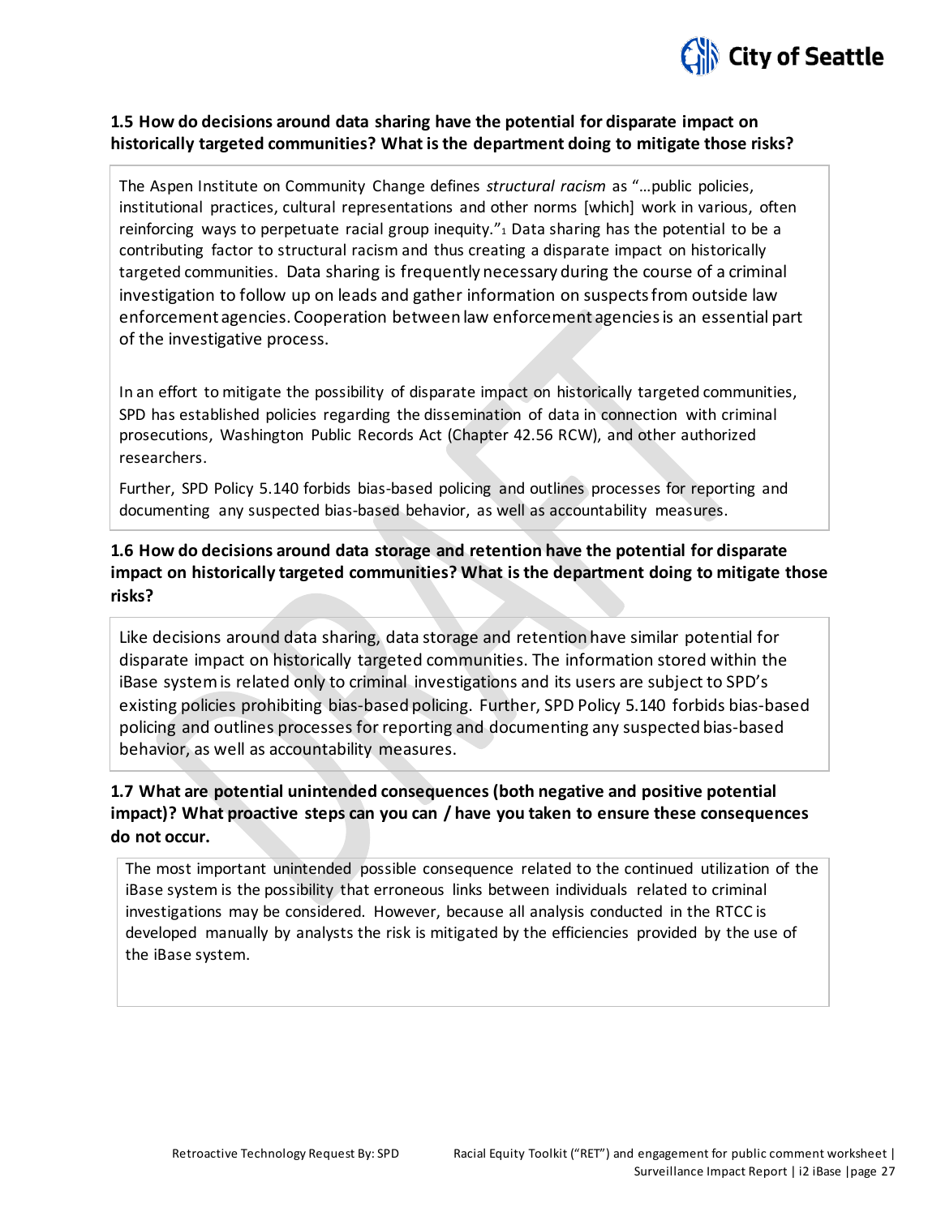### 1.5 How do decisions around data sharing have the potential for disparate impact on historically targeted communities? What is the department doing to mitigate those risks?

The Aspen Institute on Community Change defines *structural racism* as "…public policies, institutional practices, cultural representations and other norms [which] work in various, often reinforcing ways to perpetuate racial group inequity."[1] Data sharing has the potential to be a contributing factor to structural racism and thus creating a disparate impact on historically targeted communities. Data sharing is frequently necessary during the course of a criminal investigation to follow up on leads and gather information on suspects from outside law enforcement agencies. Cooperation between law enforcement agencies is an essential part of the investigative process.

In an effort to mitigate the possibility of disparate impact on historically targeted communities, SPD has established policies regarding the dissemination of data in connection with criminal prosecutions, Washington Public Records Act (Chapter 42.56 RCW), and other authorized researchers.

Further, SPD Policy 5.140 forbids bias-based policing and outlines processes for reporting and documenting any suspected bias-based behavior, as well as accountability measures.

### 1.6 How do decisions around data storage and retention have the potential for disparate impact on historically targeted communities? What is the department doing to mitigate those risks?

Like decisions around data sharing, data storage and retention have similar potential for disparate impact on historically targeted communities. The information stored within the iBase system is related only to criminal investigations and its users are subject to SPD's existing policies prohibiting bias-based policing. Further, SPD Policy 5.140 forbids bias-based policing and outlines processes for reporting and documenting any suspected bias-based behavior, as well as accountability measures.

### 1.7 What are potential unintended consequences (both negative and positive potential impact)? What proactive steps can you can / have you taken to ensure these consequences do not occur.

The most important unintended possible consequence related to the continued utilization of the iBase system is the possibility that erroneous links between individuals related to criminal investigations may be considered. However, because all analysis conducted in the RTCC is developed manually by analysts the risk is mitigated by the efficiencies provided by the use of the iBase system.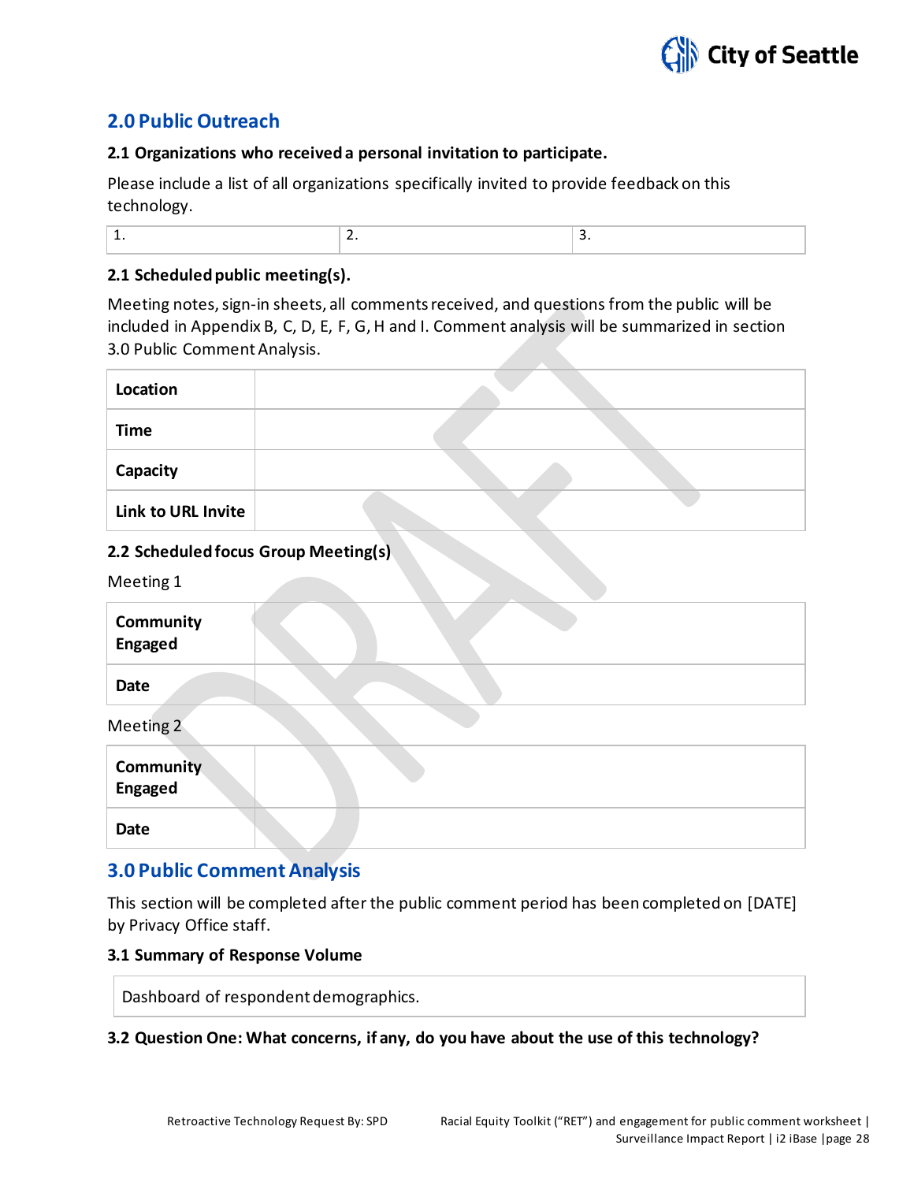## 2.0 Public Outreach

**2.1 Organizations who received a personal invitation to participate.**

Please include a list of all organizations specifically invited to provide feedback on this technology.

| 1. | 2. | 3. |
|---|---|---|

**2.1 Scheduled public meeting(s).**

Meeting notes, sign-in sheets, all comments received, and questions from the public will be included in Appendix B, C, D, E, F, G, H and I. Comment analysis will be summarized in section 3.0 Public Comment Analysis.

| | |
|---|---|
| **Location** | |
| **Time** | |
| **Capacity** | |
| **Link to URL Invite** | |

**2.2 Scheduled focus Group Meeting(s)**

Meeting 1

| | |
|---|---|
| **Community Engaged** | |
| **Date** | |

Meeting 2

| | |
|---|---|
| **Community Engaged** | |
| **Date** | |

## 3.0 Public Comment Analysis

This section will be completed after the public comment period has been completed on [DATE] by Privacy Office staff.

**3.1 Summary of Response Volume**

| Dashboard of respondent demographics. |
|---|

**3.2 Question One: What concerns, if any, do you have about the use of this technology?**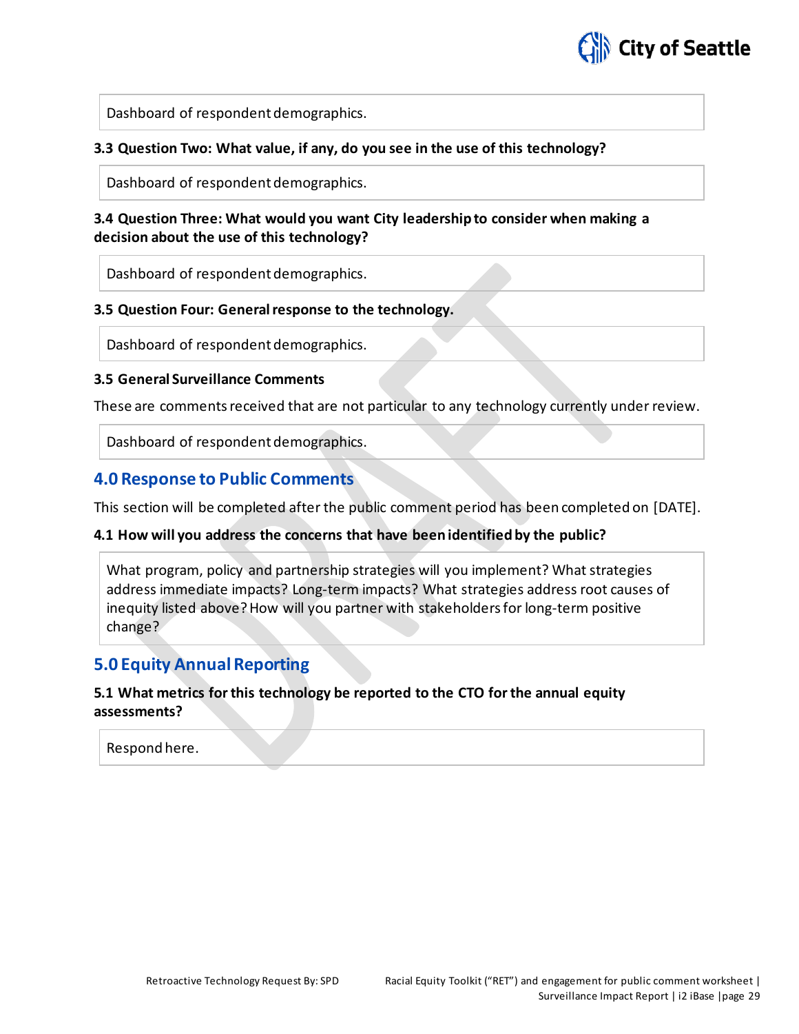Dashboard of respondent demographics.

**3.3 Question Two: What value, if any, do you see in the use of this technology?**

Dashboard of respondent demographics.

**3.4 Question Three: What would you want City leadership to consider when making a decision about the use of this technology?**

Dashboard of respondent demographics.

**3.5 Question Four: General response to the technology.**

Dashboard of respondent demographics.

**3.5 General Surveillance Comments**

These are comments received that are not particular to any technology currently under review.

Dashboard of respondent demographics.

## 4.0 Response to Public Comments

This section will be completed after the public comment period has been completed on [DATE].

**4.1 How will you address the concerns that have been identified by the public?**

What program, policy and partnership strategies will you implement? What strategies address immediate impacts? Long-term impacts? What strategies address root causes of inequity listed above? How will you partner with stakeholders for long-term positive change?

## 5.0 Equity Annual Reporting

**5.1 What metrics for this technology be reported to the CTO for the annual equity assessments?**

Respond here.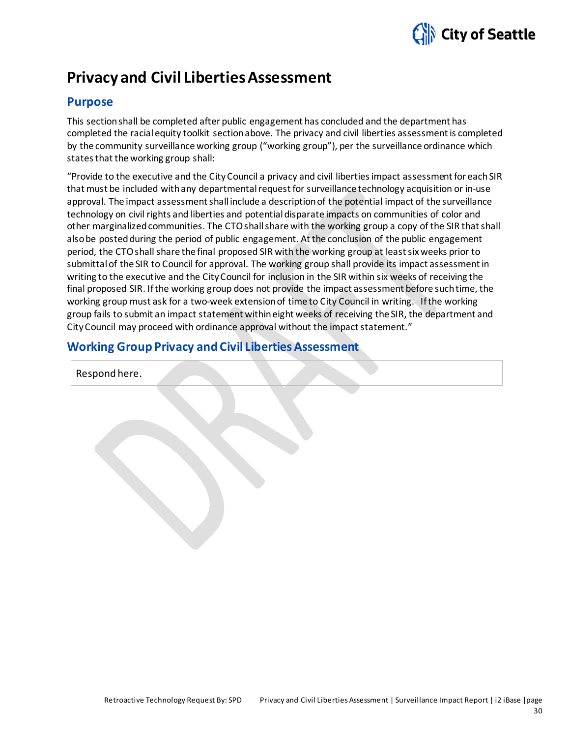# Privacy and Civil Liberties Assessment

## Purpose

This section shall be completed after public engagement has concluded and the department has completed the racial equity toolkit section above. The privacy and civil liberties assessment is completed by the community surveillance working group ("working group"), per the surveillance ordinance which states that the working group shall:

"Provide to the executive and the City Council a privacy and civil liberties impact assessment for each SIR that must be included with any departmental request for surveillance technology acquisition or in-use approval. The impact assessment shall include a description of the potential impact of the surveillance technology on civil rights and liberties and potential disparate impacts on communities of color and other marginalized communities. The CTO shall share with the working group a copy of the SIR that shall also be posted during the period of public engagement. At the conclusion of the public engagement period, the CTO shall share the final proposed SIR with the working group at least six weeks prior to submittal of the SIR to Council for approval. The working group shall provide its impact assessment in writing to the executive and the City Council for inclusion in the SIR within six weeks of receiving the final proposed SIR. If the working group does not provide the impact assessment before such time, the working group must ask for a two-week extension of time to City Council in writing. If the working group fails to submit an impact statement within eight weeks of receiving the SIR, the department and City Council may proceed with ordinance approval without the impact statement."

## Working Group Privacy and Civil Liberties Assessment

| Respond here. |
|---|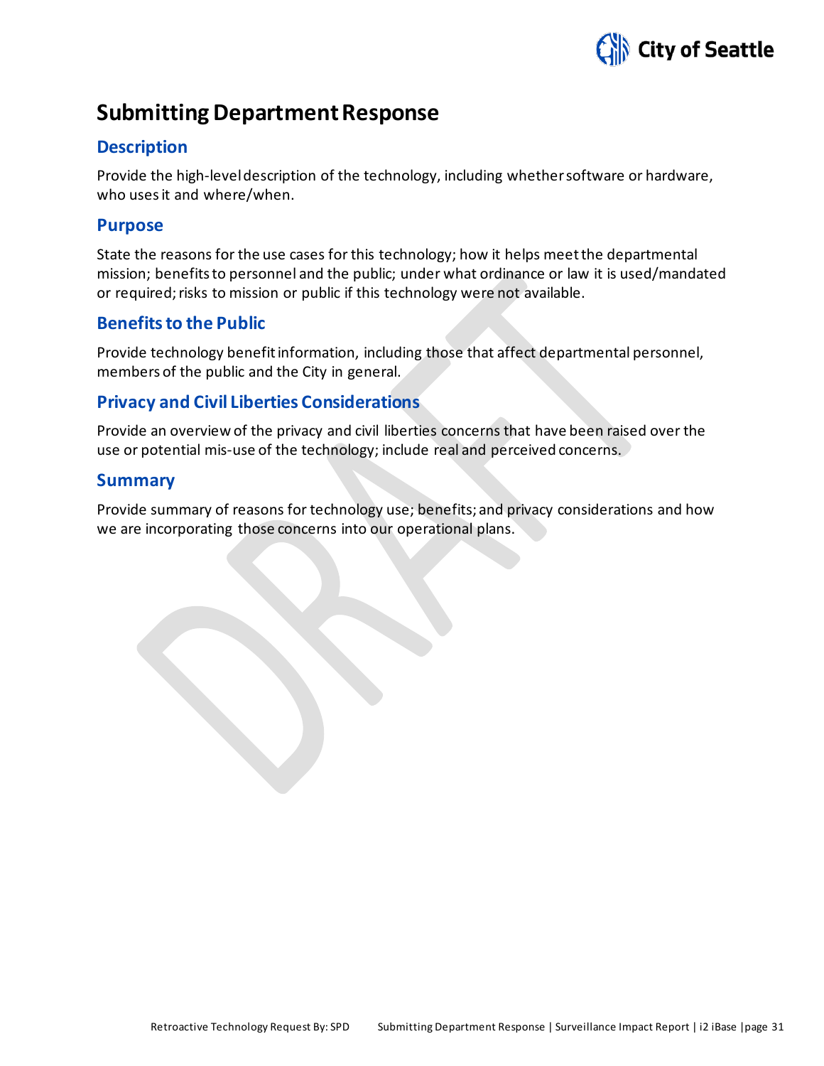# Submitting Department Response

## Description

Provide the high-level description of the technology, including whether software or hardware, who uses it and where/when.

## Purpose

State the reasons for the use cases for this technology; how it helps meet the departmental mission; benefits to personnel and the public; under what ordinance or law it is used/mandated or required; risks to mission or public if this technology were not available.

## Benefits to the Public

Provide technology benefit information, including those that affect departmental personnel, members of the public and the City in general.

## Privacy and Civil Liberties Considerations

Provide an overview of the privacy and civil liberties concerns that have been raised over the use or potential mis-use of the technology; include real and perceived concerns.

## Summary

Provide summary of reasons for technology use; benefits; and privacy considerations and how we are incorporating those concerns into our operational plans.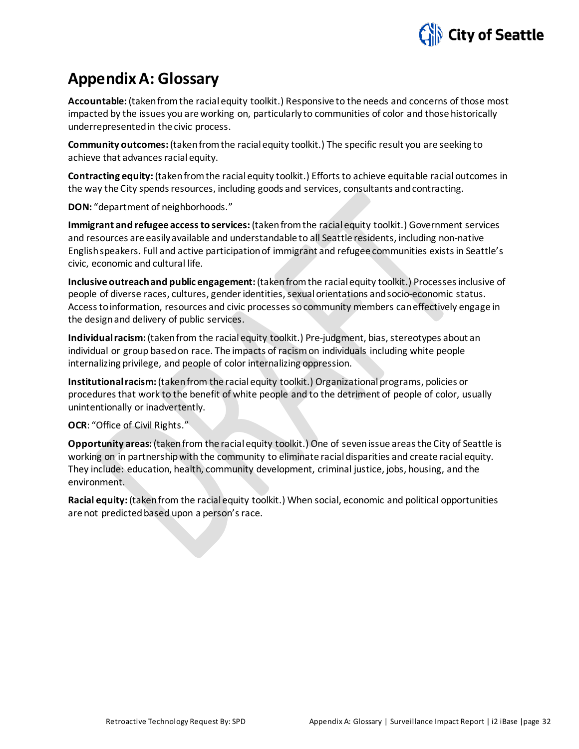# Appendix A: Glossary

**Accountable:** (taken from the racial equity toolkit.) Responsive to the needs and concerns of those most impacted by the issues you are working on, particularly to communities of color and those historically underrepresented in the civic process.

**Community outcomes:** (taken from the racial equity toolkit.) The specific result you are seeking to achieve that advances racial equity.

**Contracting equity:** (taken from the racial equity toolkit.) Efforts to achieve equitable racial outcomes in the way the City spends resources, including goods and services, consultants and contracting.

**DON:** "department of neighborhoods."

**Immigrant and refugee access to services:** (taken from the racial equity toolkit.) Government services and resources are easily available and understandable to all Seattle residents, including non-native English speakers. Full and active participation of immigrant and refugee communities exists in Seattle's civic, economic and cultural life.

**Inclusive outreach and public engagement:** (taken from the racial equity toolkit.) Processes inclusive of people of diverse races, cultures, gender identities, sexual orientations and socio-economic status. Access to information, resources and civic processes so community members can effectively engage in the design and delivery of public services.

**Individual racism:** (taken from the racial equity toolkit.) Pre-judgment, bias, stereotypes about an individual or group based on race. The impacts of racism on individuals including white people internalizing privilege, and people of color internalizing oppression.

**Institutional racism:** (taken from the racial equity toolkit.) Organizational programs, policies or procedures that work to the benefit of white people and to the detriment of people of color, usually unintentionally or inadvertently.

**OCR**: "Office of Civil Rights."

**Opportunity areas:** (taken from the racial equity toolkit.) One of seven issue areas the City of Seattle is working on in partnership with the community to eliminate racial disparities and create racial equity. They include: education, health, community development, criminal justice, jobs, housing, and the environment.

**Racial equity:** (taken from the racial equity toolkit.) When social, economic and political opportunities are not predicted based upon a person's race.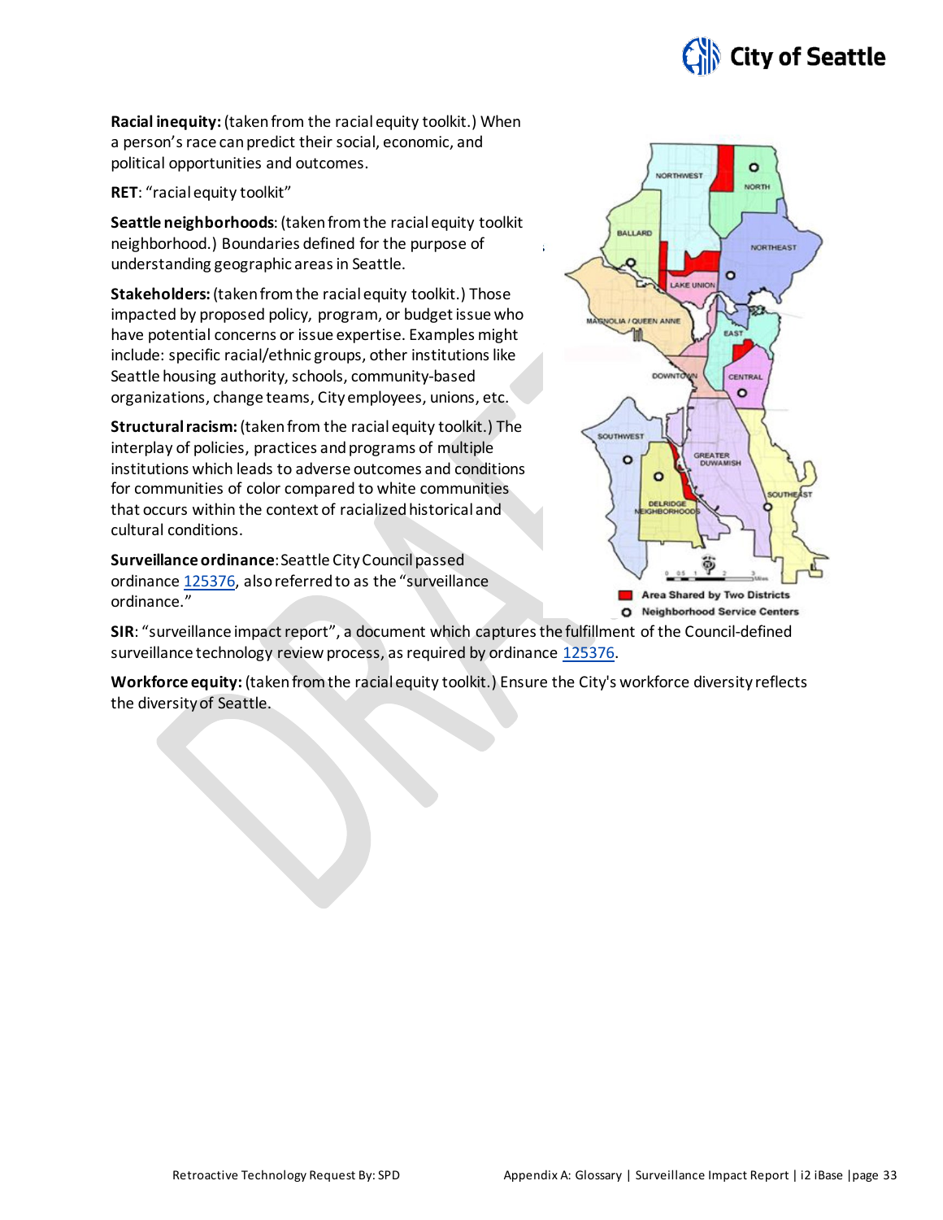**Racial inequity:** (taken from the racial equity toolkit.) When a person's race can predict their social, economic, and political opportunities and outcomes.

**RET**: "racial equity toolkit"

**Seattle neighborhoods**: (taken from the racial equity toolkit neighborhood.) Boundaries defined for the purpose of understanding geographic areas in Seattle.

**Stakeholders:** (taken from the racial equity toolkit.) Those impacted by proposed policy, program, or budget issue who have potential concerns or issue expertise. Examples might include: specific racial/ethnic groups, other institutions like Seattle housing authority, schools, community-based organizations, change teams, City employees, unions, etc.

**Structural racism:** (taken from the racial equity toolkit.) The interplay of policies, practices and programs of multiple institutions which leads to adverse outcomes and conditions for communities of color compared to white communities that occurs within the context of racialized historical and cultural conditions.

**Surveillance ordinance**: Seattle City Council passed ordinance [125376](), also referred to as the "surveillance ordinance."

NORTHWEST
NORTH
BALLARD
NORTHEAST
LAKE UNION
MAGNOLIA / QUEEN ANNE
EAST
DOWNTOWN
CENTRAL
SOUTHWEST
GREATER DUWAMISH
DELRIDGE NEIGHBORHOODS
SOUTHEAST
Area Shared by Two Districts
Neighborhood Service Centers

**SIR**: "surveillance impact report", a document which captures the fulfillment of the Council-defined surveillance technology review process, as required by ordinance [125376]().

**Workforce equity:** (taken from the racial equity toolkit.) Ensure the City's workforce diversity reflects the diversity of Seattle.